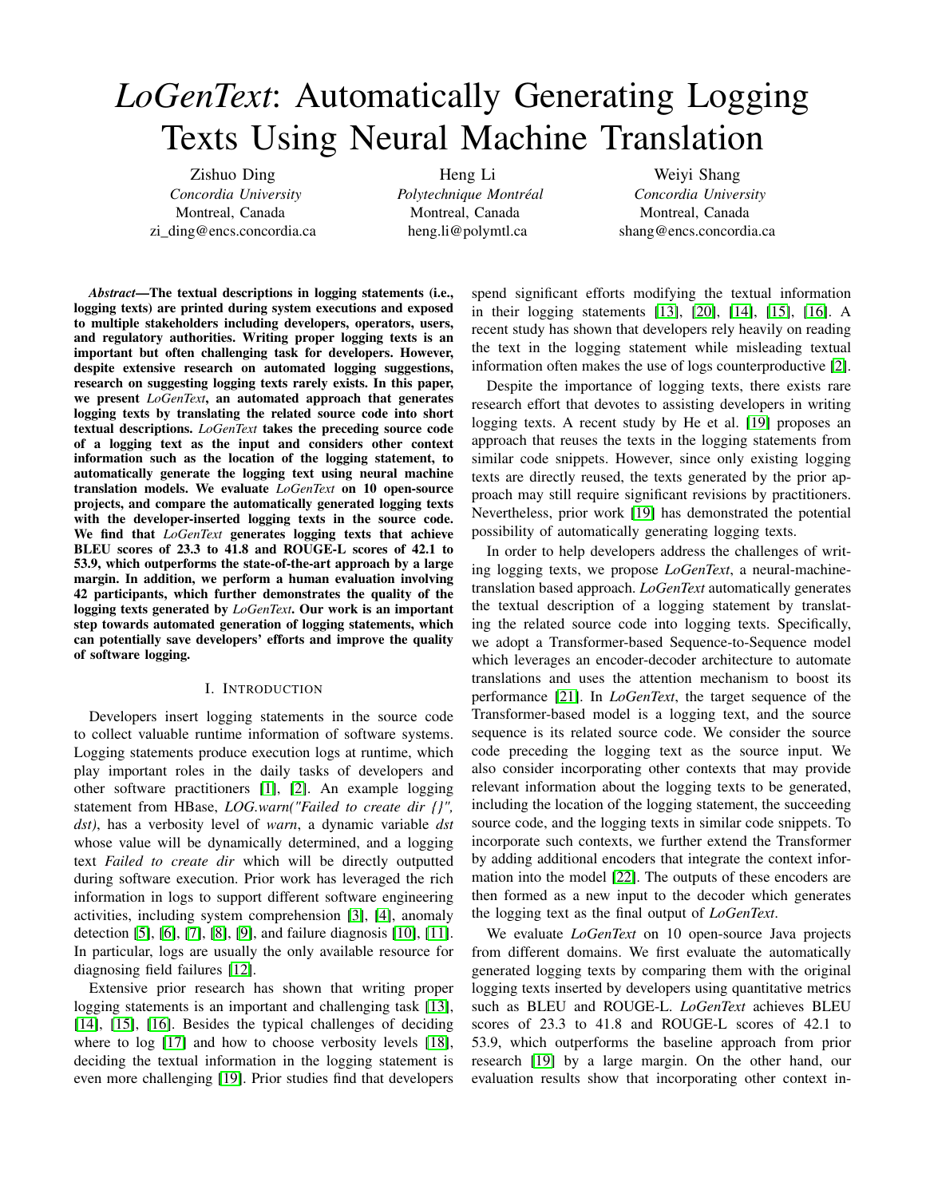# *LoGenText*: Automatically Generating Logging Texts Using Neural Machine Translation

Zishuo Ding
*Concordia University*
Montreal, Canada
zi_ding@encs.concordia.ca

Heng Li
*Polytechnique Montréal*
Montreal, Canada
heng.li@polymtl.ca

Weiyi Shang
*Concordia University*
Montreal, Canada
shang@encs.concordia.ca

***Abstract*—The textual descriptions in logging statements (i.e., logging texts) are printed during system executions and exposed to multiple stakeholders including developers, operators, users, and regulatory authorities. Writing proper logging texts is an important but often challenging task for developers. However, despite extensive research on automated logging suggestions, research on suggesting logging texts rarely exists. In this paper, we present *LoGenText*, an automated approach that generates logging texts by translating the related source code into short textual descriptions. *LoGenText* takes the preceding source code of a logging text as the input and considers other context information such as the location of the logging statement, to automatically generate the logging text using neural machine translation models. We evaluate *LoGenText* on 10 open-source projects, and compare the automatically generated logging texts with the developer-inserted logging texts in the source code. We find that *LoGenText* generates logging texts that achieve BLEU scores of 23.3 to 41.8 and ROUGE-L scores of 42.1 to 53.9, which outperforms the state-of-art approach by a large margin. In addition, we perform a human evaluation involving 42 participants, which further demonstrates the quality of the logging texts generated by *LoGenText*. Our work is an important step towards automated generation of logging statements, which can potentially save developers' efforts and improve the quality of software logging.**

## I. Introduction

Developers insert logging statements in the source code to collect valuable runtime information of software systems. Logging statements produce execution logs at runtime, which play important roles in the daily tasks of developers and other software practitioners [1], [2]. An example logging statement from HBase, *LOG.warn("Failed to create dir {}", dst)*, has a verbosity level of *warn*, a dynamic variable *dst* whose value will be dynamically determined, and a logging text *Failed to create dir* which will be directly outputted during software execution. Prior work has leveraged the rich information in logs to support different software engineering activities, including system comprehension [3], [4], anomaly detection [5], [6], [7], [8], [9], and failure diagnosis [10], [11]. In particular, logs are usually the only available resource for diagnosing field failures [12].

Extensive prior research has shown that writing proper logging statements is an important and challenging task [13], [14], [15], [16]. Besides the typical challenges of deciding where to log [17] and how to choose verbosity levels [18], deciding the textual information in the logging statement is even more challenging [19]. Prior studies find that developers spend significant efforts modifying the textual information in their logging statements [13], [20], [14], [15], [16]. A recent study has shown that developers rely heavily on reading the text in the logging statement while misleading textual information often makes the use of logs counterproductive [2].

Despite the importance of logging texts, there exists rare research effort that devotes to assisting developers in writing logging texts. A recent study by He et al. [19] proposes an approach that reuses the texts in the logging statements from similar code snippets. However, since only existing logging texts are directly reused, the texts generated by the prior approach may still require significant revisions by practitioners. Nevertheless, prior work [19] has demonstrated the potential possibility of automatically generating logging texts.

In order to help developers address the challenges of writing logging texts, we propose *LoGenText*, a neural-machine-translation based approach. *LoGenText* automatically generates the textual description of a logging statement by translating the related source code into logging texts. Specifically, we adopt a Transformer-based Sequence-to-Sequence model which leverages an encoder-decoder architecture to automate translations and uses the attention mechanism to boost its performance [21]. In *LoGenText*, the target sequence of the Transformer-based model is a logging text, and the source sequence is its related source code. We consider the source code preceding the logging text as the source input. We also consider incorporating other contexts that may provide relevant information about the logging texts to be generated, including the location of the logging statement, the succeeding source code, and the logging texts in similar code snippets. To incorporate such contexts, we further extend the Transformer by adding additional encoders that integrate the context information into the model [22]. The outputs of these encoders are then formed as a new input to the decoder which generates the logging text as the final output of *LoGenText*.

We evaluate *LoGenText* on 10 open-source Java projects from different domains. We first evaluate the automatically generated logging texts by comparing them with the original logging texts inserted by developers using quantitative metrics such as BLEU and ROUGE-L. *LoGenText* achieves BLEU scores of 23.3 to 41.8 and ROUGE-L scores of 42.1 to 53.9, which outperforms the baseline approach from prior research [19] by a large margin. On the other hand, our evaluation results show that incorporating other context in-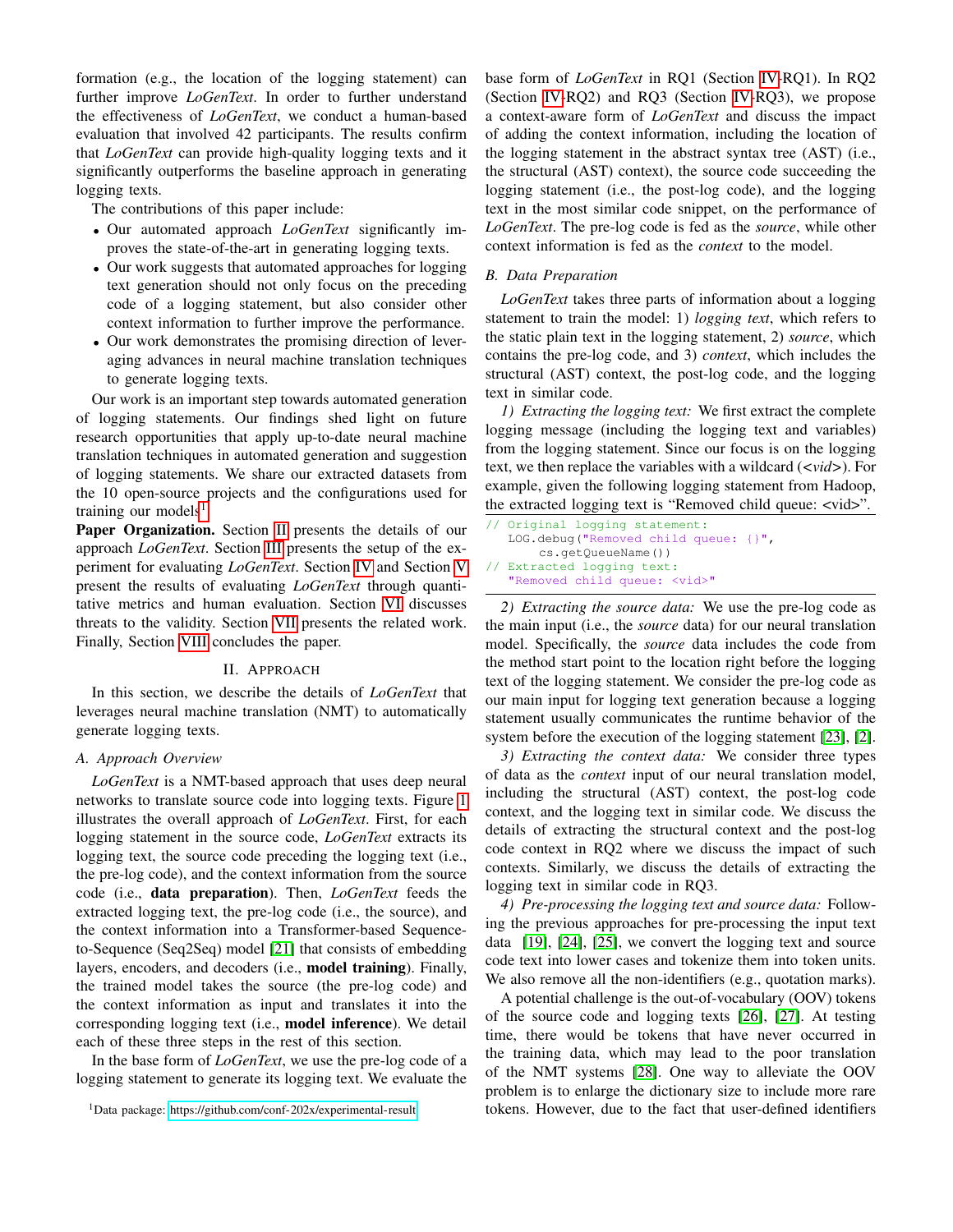formation (e.g., the location of the logging statement) can further improve *LoGenText*. In order to further understand the effectiveness of *LoGenText*, we conduct a human-based evaluation that involved 42 participants. The results confirm that *LoGenText* can provide high-quality logging texts and it significantly outperforms the baseline approach in generating logging texts.

The contributions of this paper include:

- Our automated approach *LoGenText* significantly improves the state-of-the-art in generating logging texts.
- Our work suggests that automated approaches for logging text generation should not only focus on the preceding code of a logging statement, but also consider other context information to further improve the performance.
- Our work demonstrates the promising direction of leveraging advances in neural machine translation techniques to generate logging texts.

Our work is an important step towards automated generation of logging statements. Our findings shed light on future research opportunities that apply up-to-date neural machine translation techniques in automated generation and suggestion of logging statements. We share our extracted datasets from the 10 open-source projects and the configurations used for training our models[1].

**Paper Organization.** Section II presents the details of our approach *LoGenText*. Section III presents the setup of the experiment for evaluating *LoGenText*. Section IV and Section V present the results of evaluating *LoGenText* through quantitative metrics and human evaluation. Section VI discusses threats to the validity. Section VII presents the related work. Finally, Section VIII concludes the paper.

## II. Approach

In this section, we describe the details of *LoGenText* that leverages neural machine translation (NMT) to automatically generate logging texts.

### A. Approach Overview

*LoGenText* is a NMT-based approach that uses deep neural networks to translate source code into logging texts. Figure 1 illustrates the overall approach of *LoGenText*. First, for each logging statement in the source code, *LoGenText* extracts its logging text, the source code preceding the logging text (i.e., the pre-log code), and the context information from the source code (i.e., **data preparation**). Then, *LoGenText* feeds the extracted logging text, the pre-log code (i.e., the source), and the context information into a Transformer-based Sequence-to-Sequence (Seq2Seq) model [21] that consists of embedding layers, encoders, and decoders (i.e., **model training**). Finally, the trained model takes the source (the pre-log code) and the context information as input and translates it into the corresponding logging text (i.e., **model inference**). We detail each of these three steps in the rest of this section.

In the base form of *LoGenText*, we use the pre-log code of a logging statement to generate its logging text. We evaluate the base form of *LoGenText* in RQ1 (Section IV-RQ1). In RQ2 (Section IV-RQ2) and RQ3 (Section IV-RQ3), we propose a context-aware form of *LoGenText* and discuss the impact of adding the context information, including the location of the logging statement in the abstract syntax tree (AST) (i.e., the structural (AST) context), the source code succeeding the logging statement (i.e., the post-log code), and the logging text in the most similar code snippet, on the performance of *LoGenText*. The pre-log code is fed as the *source*, while other context information is fed as the *context* to the model.

### B. Data Preparation

*LoGenText* takes three parts of information about a logging statement to train the model: 1) *logging text*, which refers to the static plain text in the logging statement, 2) *source*, which contains the pre-log code, and 3) *context*, which includes the structural (AST) context, the post-log code, and the logging text in similar code.

*1) Extracting the logging text:* We first extract the complete logging message (including the logging text and variables) from the logging statement. Since our focus is on the logging text, we then replace the variables with a wildcard (<*vid*>). For example, given the following logging statement from Hadoop, the extracted logging text is "Removed child queue: <vid>".

```
// Original logging statement:
   LOG.debug("Removed child queue: {}",
        cs.getQueueName())
// Extracted logging text:
   "Removed child queue: <vid>"
```

*2) Extracting the source data:* We use the pre-log code as the main input (i.e., the *source* data) for our neural translation model. Specifically, the *source* data includes the code from the method start point to the location right before the logging text of the logging statement. We consider the pre-log code as our main input for logging text generation because a logging statement usually communicates the runtime behavior of the system before the execution of the logging statement [23], [2].

*3) Extracting the context data:* We consider three types of data as the *context* input of our neural translation model, including the structural (AST) context, the post-log code context, and the logging text in similar code. We discuss the details of extracting the structural context and the post-log code context in RQ2 where we discuss the impact of such contexts. Similarly, we discuss the details of extracting the logging text in similar code in RQ3.

*4) Pre-processing the logging text and source data:* Following the previous approaches for pre-processing the input text data [19], [24], [25], we convert the logging text and source code text into lower cases and tokenize them into token units. We also remove all the non-identifiers (e.g., quotation marks).

A potential challenge is the out-of-vocabulary (OOV) tokens of the source code and logging texts [26], [27]. At testing time, there would be tokens that have never occurred in the training data, which may lead to the poor translation of the NMT systems [28]. One way to alleviate the OOV problem is to enlarge the dictionary size to include more rare tokens. However, due to the fact that user-defined identifiers

[1] Data package: https://github.com/conf-202x/experimental-result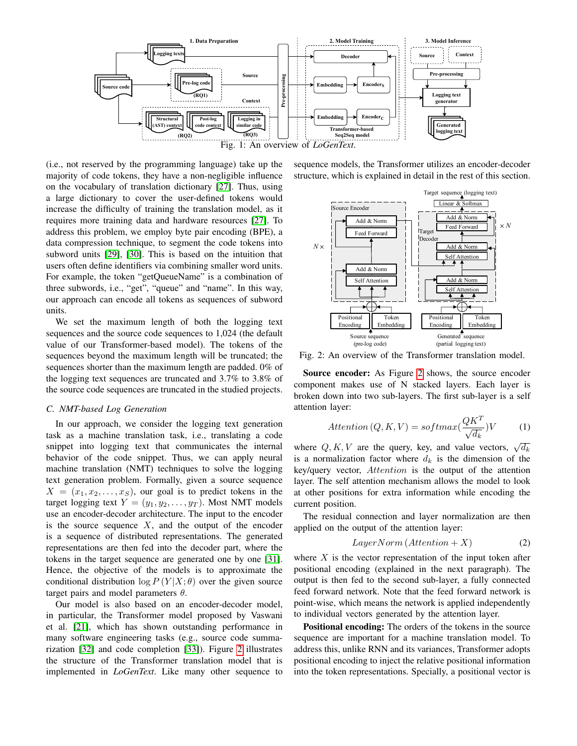Fig. 1: An overview of *LoGenText*.

(i.e., not reserved by the programming language) take up the majority of code tokens, they have a non-negligible influence on the vocabulary of translation dictionary [27]. Thus, using a large dictionary to cover the user-defined tokens would increase the difficulty of training the translation model, as it requires more training data and hardware resources [27]. To address this problem, we employ byte pair encoding (BPE), a data compression technique, to segment the code tokens into subword units [29], [30]. This is based on the intuition that users often define identifiers via combining smaller word units. For example, the token "getQueueName" is a combination of three subwords, i.e., "get", "queue" and "name". In this way, our approach can encode all tokens as sequences of subword units.

We set the maximum length of both the logging text sequences and the source code sequences to 1,024 (the default value of our Transformer-based model). The tokens of the sequences beyond the maximum length will be truncated; the sequences shorter than the maximum length are padded. 0% of the logging text sequences are truncated and 3.7% to 3.8% of the source code sequences are truncated in the studied projects.

### C. NMT-based Log Generation

In our approach, we consider the logging text generation task as a machine translation task, i.e., translating a code snippet into logging text that communicates the internal behavior of the code snippet. Thus, we can apply neural machine translation (NMT) techniques to solve the logging text generation problem. Formally, given a source sequence $X = (x_1, x_2, \ldots, x_S)$, our goal is to predict tokens in the target logging text $Y = (y_1, y_2, \ldots, y_T)$. Most NMT models use an encoder-decoder architecture. The input to the encoder is the source sequence $X$, and the output of the encoder is a sequence of distributed representations. The generated representations are then fed into the decoder part, where the tokens in the target sequence are generated one by one [31]. Hence, the objective of the models is to approximate the conditional distribution $\log P\left(Y|X;\theta\right)$ over the given source target pairs and model parameters $\theta$.

Our model is also based on an encoder-decoder model, in particular, the Transformer model proposed by Vaswani et al. [21], which has shown outstanding performance in many software engineering tasks (e.g., source code summarization [32] and code completion [33]). Figure 2 illustrates the structure of the Transformer translation model that is implemented in *LoGenText*. Like many other sequence to sequence models, the Transformer utilizes an encoder-decoder structure, which is explained in detail in the rest of this section.

Fig. 2: An overview of the Transformer translation model.

**Source encoder:** As Figure 2 shows, the source encoder component makes use of N stacked layers. Each layer is broken down into two sub-layers. The first sub-layer is a self attention layer:

$$Attention\left(Q,K,V\right) = softmax\left(\frac{QK^T}{\sqrt{d_k}}\right)V \tag{1}$$

where $Q, K, V$ are the query, key, and value vectors, $\sqrt{d_k}$ is a normalization factor where $d_k$ is the dimension of the key/query vector, $Attention$ is the output of the attention layer. The self attention mechanism allows the model to look at other positions for extra information while encoding the current position.

The residual connection and layer normalization are then applied on the output of the attention layer:

$$LayerNorm\left(Attention + X\right) \tag{2}$$

where $X$ is the vector representation of the input token after positional encoding (explained in the next paragraph). The output is then fed to the second sub-layer, a fully connected feed forward network. Note that the feed forward network is point-wise, which means the network is applied independently to individual vectors generated by the attention layer.

**Positional encoding:** The orders of the tokens in the source sequence are important for a machine translation model. To address this, unlike RNN and its variances, Transformer adopts positional encoding to inject the relative positional information into the token representations. Specially, a positional vector is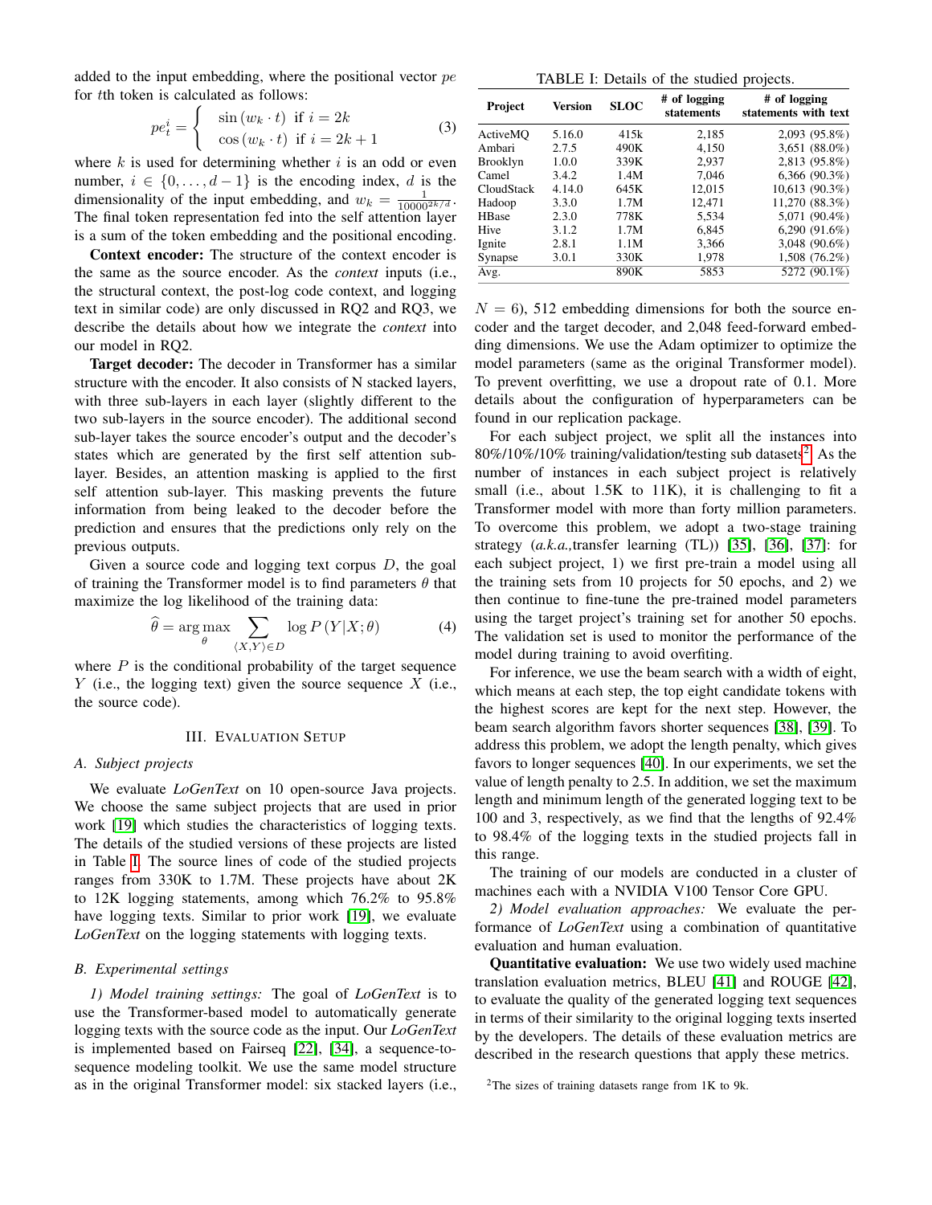added to the input embedding, where the positional vector $pe$ for $t$th token is calculated as follows:

$$pe_t^i = \begin{cases} \sin(w_k \cdot t) & \text{if } i = 2k \\ \cos(w_k \cdot t) & \text{if } i = 2k+1 \end{cases} \quad (3)$$

where $k$ is used for determining whether $i$ is an odd or even number, $i \in \{0, \ldots, d-1\}$ is the encoding index, $d$ is the dimensionality of the input embedding, and $w_k = \frac{1}{10000^{2k/d}}$. The final token representation fed into the self attention layer is a sum of the token embedding and the positional encoding.

**Context encoder:** The structure of the context encoder is the same as the source encoder. As the *context* inputs (i.e., the structural context, the post-log code context, and logging text in similar code) are only discussed in RQ2 and RQ3, we describe the details about how we integrate the *context* into our model in RQ2.

**Target decoder:** The decoder in Transformer has a similar structure with the encoder. It also consists of N stacked layers, with three sub-layers in each layer (slightly different to the two sub-layers in the source encoder). The additional second sub-layer takes the source encoder's output and the decoder's states which are generated by the first self attention sub-layer. Besides, an attention masking is applied to the first self attention sub-layer. This masking prevents the future information from being leaked to the decoder before the prediction and ensures that the predictions only rely on the previous outputs.

Given a source code and logging text corpus $D$, the goal of training the Transformer model is to find parameters $\theta$ that maximize the log likelihood of the training data:

$$\widehat{\theta} = \arg\max_{\theta} \sum_{\langle X,Y \rangle \in D} \log P(Y|X;\theta) \quad (4)$$

where $P$ is the conditional probability of the target sequence $Y$ (i.e., the logging text) given the source sequence $X$ (i.e., the source code).

## III. Evaluation Setup

### A. Subject projects

We evaluate *LoGenText* on 10 open-source Java projects. We choose the same subject projects that are used in prior work [19] which studies the characteristics of logging texts. The details of the studied versions of these projects are listed in Table I. The source lines of code of the studied projects ranges from 330K to 1.7M. These projects have about 2K to 12K logging statements, among which 76.2% to 95.8% have logging texts. Similar to prior work [19], we evaluate *LoGenText* on the logging statements with logging texts.

TABLE I: Details of the studied projects.

| Project | Version | SLOC | # of logging statements | # of logging statements with text |
|---|---|---|---|---|
| ActiveMQ | 5.16.0 | 415k | 2,185 | 2,093 (95.8%) |
| Ambari | 2.7.5 | 490K | 4,150 | 3,651 (88.0%) |
| Brooklyn | 1.0.0 | 339K | 2,937 | 2,813 (95.8%) |
| Camel | 3.4.2 | 1.4M | 7,046 | 6,366 (90.3%) |
| CloudStack | 4.14.0 | 645K | 12,015 | 10,613 (90.3%) |
| Hadoop | 3.3.0 | 1.7M | 12,471 | 11,270 (88.3%) |
| HBase | 2.3.0 | 778K | 5,534 | 5,071 (90.4%) |
| Hive | 3.1.2 | 1.7M | 6,845 | 6,290 (91.6%) |
| Ignite | 2.8.1 | 1.1M | 3,366 | 3,048 (90.6%) |
| Synapse | 3.0.1 | 330K | 1,978 | 1,508 (76.2%) |
| Avg. | | 890K | 5853 | 5272 (90.1%) |

### B. Experimental settings

*1) Model training settings:* The goal of *LoGenText* is to use the Transformer-based model to automatically generate logging texts with the source code as the input. Our *LoGenText* is implemented based on Fairseq [22], [34], a sequence-to-sequence modeling toolkit. We use the same model structure as in the original Transformer model: six stacked layers (i.e., $N = 6$), 512 embedding dimensions for both the source encoder and the target decoder, and 2,048 feed-forward embedding dimensions. We use the Adam optimizer to optimize the model parameters (same as the original Transformer model). To prevent overfitting, we use a dropout rate of 0.1. More details about the configuration of hyperparameters can be found in our replication package.

For each subject project, we split all the instances into 80%/10%/10% training/validation/testing sub datasets[2]. As the number of instances in each subject project is relatively small (i.e., about 1.5K to 11K), it is challenging to fit a Transformer model with more than forty million parameters. To overcome this problem, we adopt a two-stage training strategy (*a.k.a.,*transfer learning (TL)) [35], [36], [37]: for each subject project, 1) we first pre-train a model using all the training sets from 10 projects for 50 epochs, and 2) we then continue to fine-tune the pre-trained model parameters using the target project's training set for another 50 epochs. The validation set is used to monitor the performance of the model during training to avoid overfitting.

For inference, we use the beam search with a width of eight, which means at each step, the top eight candidate tokens with the highest scores are kept for the next step. However, the beam search algorithm favors shorter sequences [38], [39]. To address this problem, we adopt the length penalty, which gives favors to longer sequences [40]. In our experiments, we set the value of length penalty to 2.5. In addition, we set the maximum length and minimum length of the generated logging text to be 100 and 3, respectively, as we find that the lengths of 92.4% to 98.4% of the logging texts in the studied projects fall in this range.

The training of our models are conducted in a cluster of machines each with a NVIDIA V100 Tensor Core GPU.

*2) Model evaluation approaches:* We evaluate the performance of *LoGenText* using a combination of quantitative evaluation and human evaluation.

**Quantitative evaluation:** We use two widely used machine translation evaluation metrics, BLEU [41] and ROUGE [42], to evaluate the quality of the generated logging text sequences in terms of their similarity to the original logging texts inserted by the developers. The details of these evaluation metrics are described in the research questions that apply these metrics.

[2]The sizes of training datasets range from 1K to 9k.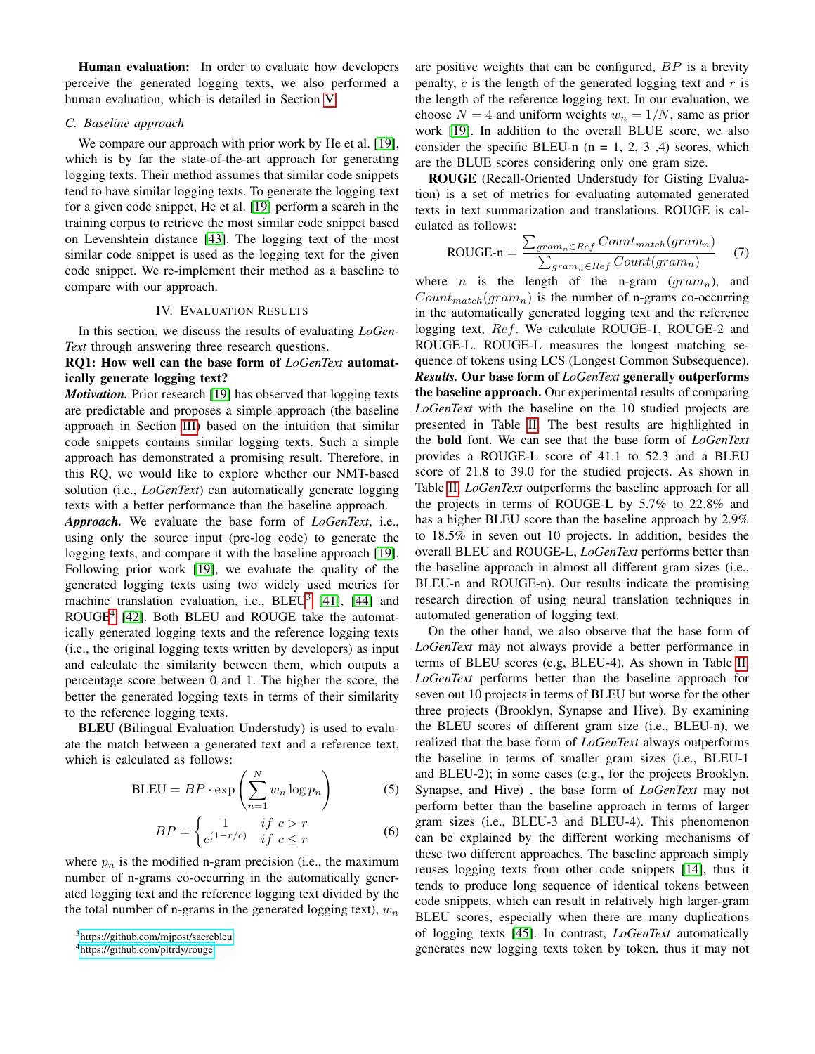**Human evaluation:** In order to evaluate how developers perceive the generated logging texts, we also performed a human evaluation, which is detailed in Section V.

### C. Baseline approach

We compare our approach with prior work by He et al. [19], which is by far the state-of-the-art approach for generating logging texts. Their method assumes that similar code snippets tend to have similar logging texts. To generate the logging text for a given code snippet, He et al. [19] perform a search in the training corpus to retrieve the most similar code snippet based on Levenshtein distance [43]. The logging text of the most similar code snippet is used as the logging text for the given code snippet. We re-implement their method as a baseline to compare with our approach.

## IV. Evaluation Results

In this section, we discuss the results of evaluating *LoGenText* through answering three research questions.

**RQ1: How well can the base form of *LoGenText* automatically generate logging text?**

***Motivation.*** Prior research [19] has observed that logging texts are predictable and proposes a simple approach (the baseline approach in Section III) based on the intuition that similar code snippets contains similar logging texts. Such a simple approach has demonstrated a promising result. Therefore, in this RQ, we would like to explore whether our NMT-based solution (i.e., *LoGenText*) can automatically generate logging texts with a better performance than the baseline approach.

***Approach.*** We evaluate the base form of *LoGenText*, i.e., using only the source input (pre-log code) to generate the logging texts, and compare it with the baseline approach [19]. Following prior work [19], we evaluate the quality of the generated logging texts using two widely used metrics for machine translation evaluation, i.e., BLEU[3] [41], [44] and ROUGE[4] [42]. Both BLEU and ROUGE take the automatically generated logging texts and the reference logging texts (i.e., the original logging texts written by developers) as input and calculate the similarity between them, which outputs a percentage score between 0 and 1. The higher the score, the better the generated logging texts in terms of their similarity to the reference logging texts.

**BLEU** (Bilingual Evaluation Understudy) is used to evaluate the match between a generated text and a reference text, which is calculated as follows:

$$\text{BLEU} = BP \cdot \exp\left(\sum_{n=1}^{N} w_n \log p_n\right) \tag{5}$$

$$BP = \begin{cases} 1 & if\ c > r \\ e^{(1-r/c)} & if\ c \leq r \end{cases} \tag{6}$$

where $p_n$ is the modified n-gram precision (i.e., the maximum number of n-grams co-occurring in the automatically generated logging text and the reference logging text divided by the the total number of n-grams in the generated logging text), $w_n$ are positive weights that can be configured, $BP$ is a brevity penalty, $c$ is the length of the generated logging text and $r$ is the length of the reference logging text. In our evaluation, we choose $N = 4$ and uniform weights $w_n = 1/N$, same as prior work [19]. In addition to the overall BLUE score, we also consider the specific BLEU-n (n = 1, 2, 3 ,4) scores, which are the BLUE scores considering only one gram size.

**ROUGE** (Recall-Oriented Understudy for Gisting Evaluation) is a set of metrics for evaluating automated generated texts in text summarization and translations. ROUGE is calculated as follows:

$$\text{ROUGE-n} = \frac{\sum_{gram_n \in Ref} Count_{match}(gram_n)}{\sum_{gram_n \in Ref} Count(gram_n)} \tag{7}$$

where $n$ is the length of the n-gram ($gram_n$), and $Count_{match}(gram_n)$ is the number of n-grams co-occurring in the automatically generated logging text and the reference logging text, $Ref$. We calculate ROUGE-1, ROUGE-2 and ROUGE-L. ROUGE-L measures the longest matching sequence of tokens using LCS (Longest Common Subsequence).

***Results.* Our base form of *LoGenText* generally outperforms the baseline approach.** Our experimental results of comparing *LoGenText* with the baseline on the 10 studied projects are presented in Table II. The best results are highlighted in the **bold** font. We can see that the base form of *LoGenText* provides a ROUGE-L score of 41.1 to 52.3 and a BLEU score of 21.8 to 39.0 for the studied projects. As shown in Table II, *LoGenText* outperforms the baseline approach for all the projects in terms of ROUGE-L by 5.7% to 22.8% and has a higher BLEU score than the baseline approach by 2.9% to 18.5% in seven out 10 projects. In addition, besides the overall BLEU and ROUGE-L, *LoGenText* performs better than the baseline approach in almost all different gram sizes (i.e., BLEU-n and ROUGE-n). Our results indicate the promising research direction of using neural translation techniques in automated generation of logging text.

On the other hand, we also observe that the base form of *LoGenText* may not always provide a better performance in terms of BLEU scores (e.g, BLEU-4). As shown in Table II, *LoGenText* performs better than the baseline approach for seven out 10 projects in terms of BLEU but worse for the other three projects (Brooklyn, Synapse and Hive). By examining the BLEU scores of different gram size (i.e., BLEU-n), we realized that the base form of *LoGenText* always outperforms the baseline in terms of smaller gram sizes (i.e., BLEU-1 and BLEU-2); in some cases (e.g., for the projects Brooklyn, Synapse, and Hive) , the base form of *LoGenText* may not perform better than the baseline approach in terms of larger gram sizes (i.e., BLEU-3 and BLEU-4). This phenomenon can be explained by the different working mechanisms of these two different approaches. The baseline approach simply reuses logging texts from other code snippets [14], thus it tends to produce long sequence of identical tokens between code snippets, which can result in relatively high larger-gram BLEU scores, especially when there are many duplications of logging texts [45]. In contrast, *LoGenText* automatically generates new logging texts token by token, thus it may not

[3] https://github.com/mjpost/sacrebleu

[4] https://github.com/pltrdy/rouge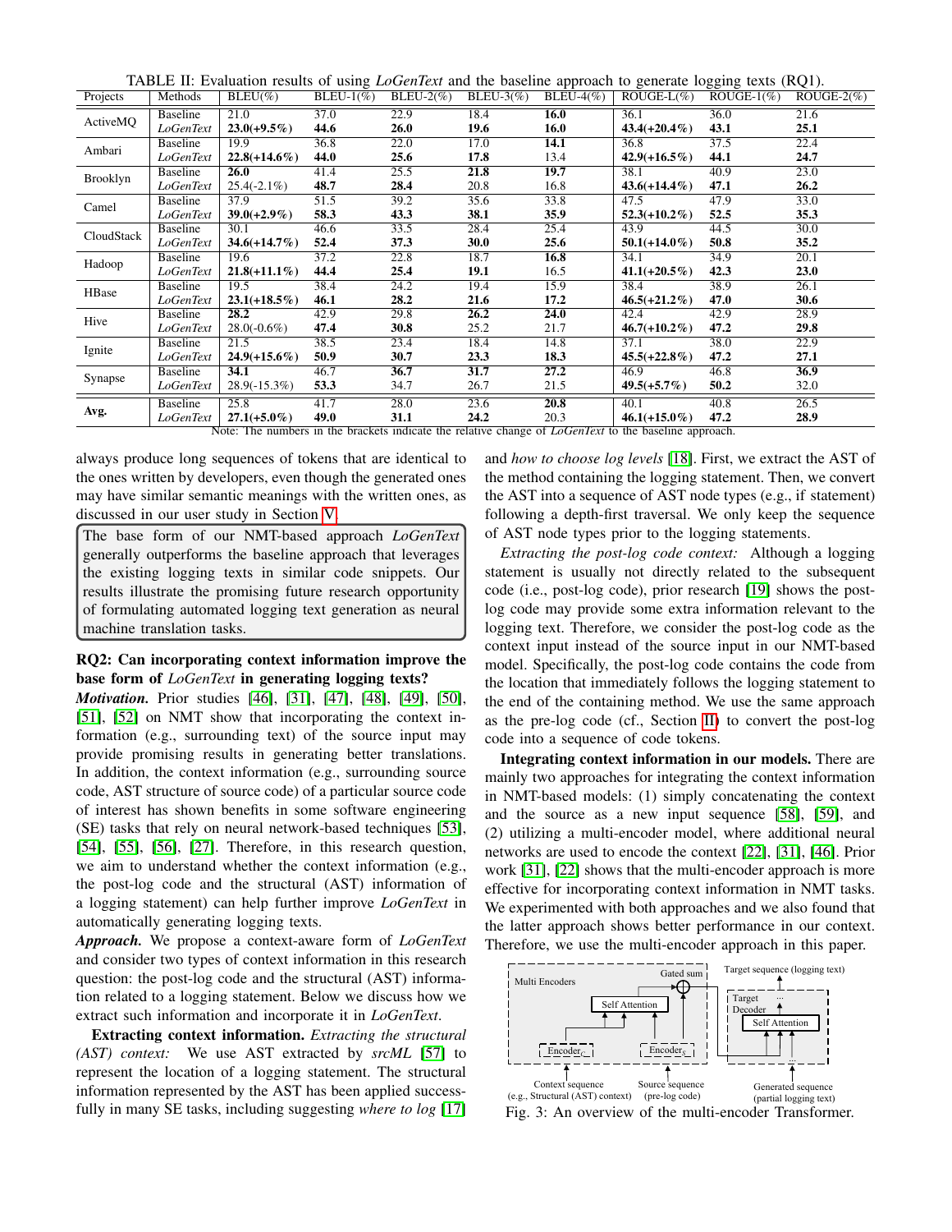TABLE II: Evaluation results of using *LoGenText* and the baseline approach to generate logging texts (RQ1).

| Projects | Methods | BLEU(%) | BLEU-1(%) | BLEU-2(%) | BLEU-3(%) | BLEU-4(%) | ROUGE-L(%) | ROUGE-1(%) | ROUGE-2(%) |
|---|---|---|---|---|---|---|---|---|---|
| ActiveMQ | Baseline | 21.0 | 37.0 | 22.9 | 18.4 | **16.0** | 36.1 | 36.0 | 21.6 |
| | *LoGenText* | **23.0(+9.5%)** | **44.6** | **26.0** | **19.6** | **16.0** | **43.4(+20.4%)** | **43.1** | **25.1** |
| Ambari | Baseline | 19.9 | 36.8 | 22.0 | 17.0 | **14.1** | 36.8 | 37.5 | 22.4 |
| | *LoGenText* | **22.8(+14.6%)** | **44.0** | **25.6** | **17.8** | 13.4 | **42.9(+16.5%)** | **44.1** | **24.7** |
| Brooklyn | Baseline | **26.0** | 41.4 | 25.5 | **21.8** | **19.7** | 38.1 | 40.9 | 23.0 |
| | *LoGenText* | 25.4(-2.1%) | **48.7** | **28.4** | 20.8 | 16.8 | **43.6(+14.4%)** | **47.1** | **26.2** |
| Camel | Baseline | 37.9 | 51.5 | 39.2 | 35.6 | 33.8 | 47.5 | 47.9 | 33.0 |
| | *LoGenText* | **39.0(+2.9%)** | **58.3** | **43.3** | **38.1** | **35.9** | **52.3(+10.2%)** | **52.5** | **35.3** |
| CloudStack | Baseline | 30.1 | 46.6 | 33.5 | 28.4 | 25.4 | 43.9 | 44.5 | 30.0 |
| | *LoGenText* | **34.6(+14.7%)** | **52.4** | **37.3** | **30.0** | **25.6** | **50.1(+14.0%)** | **50.8** | **35.2** |
| Hadoop | Baseline | 19.6 | 37.2 | 22.8 | 18.7 | **16.8** | 34.1 | 34.9 | 20.1 |
| | *LoGenText* | **21.8(+11.1%)** | **44.4** | **25.4** | **19.1** | 16.5 | **41.1(+20.5%)** | **42.3** | **23.0** |
| HBase | Baseline | 19.5 | 38.4 | 24.2 | 19.4 | 15.9 | 38.4 | 38.9 | 26.1 |
| | *LoGenText* | **23.1(+18.5%)** | **46.1** | **28.2** | **21.6** | **17.2** | **46.5(+21.2%)** | **47.0** | **30.6** |
| Hive | Baseline | **28.2** | 42.9 | 29.8 | **26.2** | **24.0** | 42.4 | 42.9 | 28.9 |
| | *LoGenText* | 28.0(-0.6%) | **47.4** | **30.8** | 25.2 | 21.7 | **46.7(+10.2%)** | **47.2** | **29.8** |
| Ignite | Baseline | 21.5 | 38.5 | 23.4 | 18.4 | 14.8 | 37.1 | 38.0 | 22.9 |
| | *LoGenText* | **24.9(+15.6%)** | **50.9** | **30.7** | **23.3** | **18.3** | **45.5(+22.8%)** | **47.2** | **27.1** |
| Synapse | Baseline | **34.1** | 46.7 | **36.7** | **31.7** | **27.2** | 46.9 | 46.8 | **36.9** |
| | *LoGenText* | 28.9(-15.3%) | **53.3** | 34.7 | 26.7 | 21.5 | **49.5(+5.7%)** | **50.2** | 32.0 |
| **Avg.** | Baseline | 25.8 | 41.7 | 28.0 | 23.6 | **20.8** | 40.1 | 40.8 | 26.5 |
| | *LoGenText* | **27.1(+5.0%)** | **49.0** | **31.1** | **24.2** | 20.3 | **46.1(+15.0%)** | **47.2** | **28.9** |

Note: The numbers in the brackets indicate the relative change of *LoGenText* to the baseline approach.

always produce long sequences of tokens that are identical to the ones written by developers, even though the generated ones may have similar semantic meanings with the written ones, as discussed in our user study in Section V.

> The base form of our NMT-based approach *LoGenText* generally outperforms the baseline approach that leverages the existing logging texts in similar code snippets. Our results illustrate the promising future research opportunity of formulating automated logging text generation as neural machine translation tasks.

**RQ2: Can incorporating context information improve the base form of *LoGenText* in generating logging texts?**

***Motivation.*** Prior studies [46], [31], [47], [48], [49], [50], [51], [52] on NMT show that incorporating the context information (e.g., surrounding text) of the source input may provide promising results in generating better translations. In addition, the context information (e.g., surrounding source code, AST structure of source code) of a particular source code of interest has shown benefits in some software engineering (SE) tasks that rely on neural network-based techniques [53], [54], [55], [56], [27]. Therefore, in this research question, we aim to understand whether the context information (e.g., the post-log code and the structural (AST) information of a logging statement) can help further improve *LoGenText* in automatically generating logging texts.

***Approach.*** We propose a context-aware form of *LoGenText* and consider two types of context information in this research question: the post-log code and the structural (AST) information related to a logging statement. Below we discuss how we extract such information and incorporate it in *LoGenText*.

**Extracting context information.** *Extracting the structural (AST) context:* We use AST extracted by *srcML* [57] to represent the location of a logging statement. The structural information represented by the AST has been applied successfully in many SE tasks, including suggesting *where to log* [17] and *how to choose log levels* [18]. First, we extract the AST of the method containing the logging statement. Then, we convert the AST into a sequence of AST node types (e.g., if statement) following a depth-first traversal. We only keep the sequence of AST node types prior to the logging statements.

*Extracting the post-log code context:* Although a logging statement is usually not directly related to the subsequent code (i.e., post-log code), prior research [19] shows the post-log code may provide some extra information relevant to the logging text. Therefore, we consider the post-log code as the context input instead of the source input in our NMT-based model. Specifically, the post-log code contains the code from the location that immediately follows the logging statement to the end of the containing method. We use the same approach as the pre-log code (cf., Section II) to convert the post-log code into a sequence of code tokens.

**Integrating context information in our models.** There are mainly two approaches for integrating the context information in NMT-based models: (1) simply concatenating the context and the source as a new input sequence [58], [59], and (2) utilizing a multi-encoder model, where additional neural networks are used to encode the context [22], [31], [46]. Prior work [31], [22] shows that the multi-encoder approach is more effective for incorporating context information in NMT tasks. We experimented with both approaches and we also found that the latter approach shows better performance in our context. Therefore, we use the multi-encoder approach in this paper.

Fig. 3: An overview of the multi-encoder Transformer.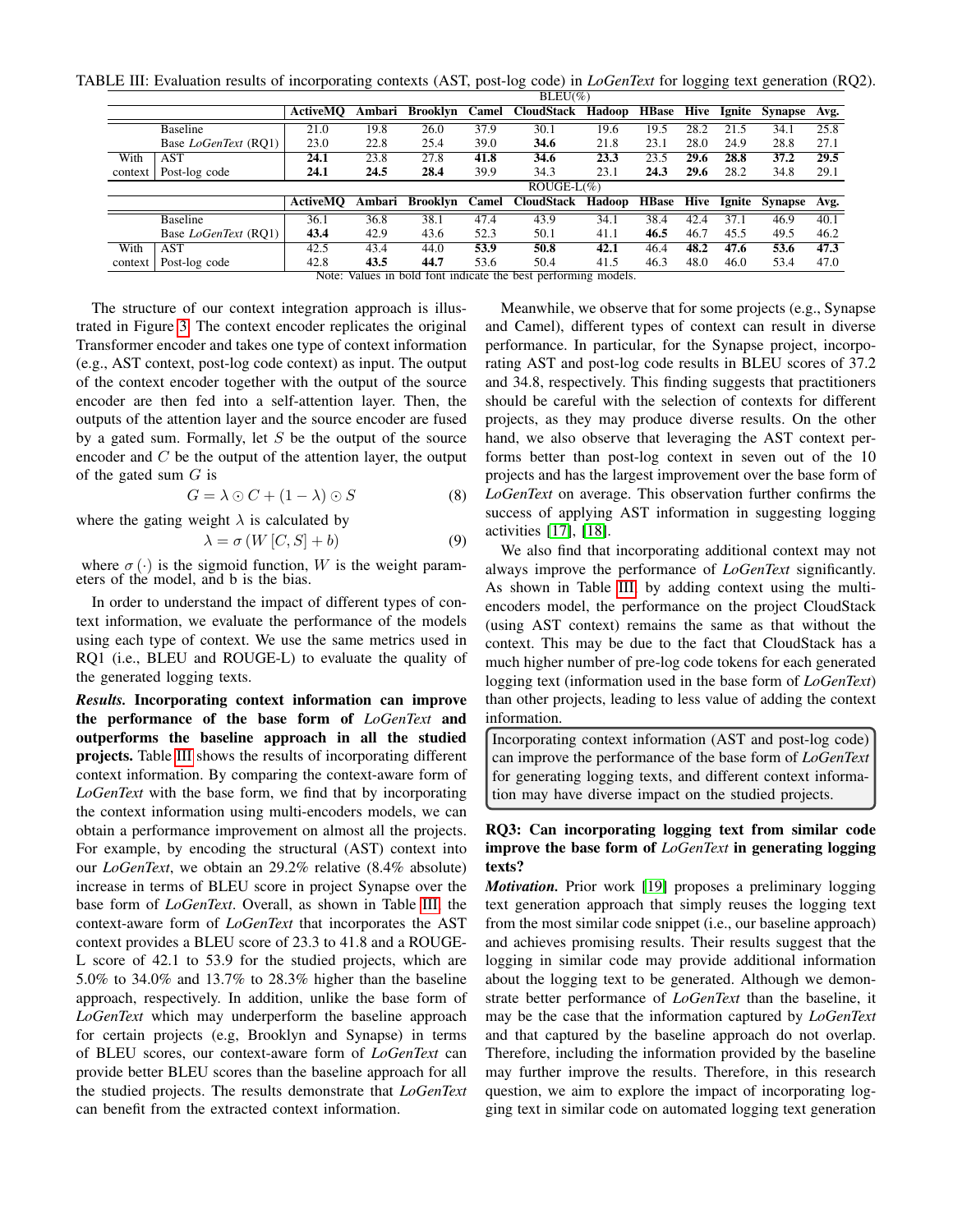TABLE III: Evaluation results of incorporating contexts (AST, post-log code) in *LoGenText* for logging text generation (RQ2).

| | | BLEU(%) | | | | | | | | | | |
|---|---|---|---|---|---|---|---|---|---|---|---|---|
| | | **ActiveMQ** | **Ambari** | **Brooklyn** | **Camel** | **CloudStack** | **Hadoop** | **HBase** | **Hive** | **Ignite** | **Synapse** | **Avg.** |
| | Baseline | 21.0 | 19.8 | 26.0 | 37.9 | 30.1 | 19.6 | 19.5 | 28.2 | 21.5 | 34.1 | 25.8 |
| | Base *LoGenText* (RQ1) | 23.0 | 22.8 | 25.4 | 39.0 | **34.6** | 21.8 | 23.1 | 28.0 | 24.9 | 28.8 | 27.1 |
| With context | AST | **24.1** | 23.8 | 27.8 | **41.8** | **34.6** | **23.3** | 23.5 | **29.6** | **28.8** | **37.2** | **29.5** |
| | Post-log code | **24.1** | **24.5** | **28.4** | 39.9 | 34.3 | 23.1 | **24.3** | **29.6** | 28.2 | 34.8 | 29.1 |
| | | ROUGE-L(%) | | | | | | | | | | |
| | | **ActiveMQ** | **Ambari** | **Brooklyn** | **Camel** | **CloudStack** | **Hadoop** | **HBase** | **Hive** | **Ignite** | **Synapse** | **Avg.** |
| | Baseline | 36.1 | 36.8 | 38.1 | 47.4 | 43.9 | 34.1 | 38.4 | 42.4 | 37.1 | 46.9 | 40.1 |
| | Base *LoGenText* (RQ1) | **43.4** | 42.9 | 43.6 | 52.3 | 50.1 | 41.1 | **46.5** | 46.7 | 45.5 | 49.5 | 46.2 |
| With context | AST | 42.5 | 43.4 | 44.0 | **53.9** | **50.8** | **42.1** | 46.4 | **48.2** | **47.6** | **53.6** | **47.3** |
| | Post-log code | 42.8 | **43.5** | **44.7** | 53.6 | 50.4 | 41.5 | 46.3 | 48.0 | 46.0 | 53.4 | 47.0 |

Note: Values in bold font indicate the best performing models.

The structure of our context integration approach is illustrated in Figure 3. The context encoder replicates the original Transformer encoder and takes one type of context information (e.g., AST context, post-log code context) as input. The output of the context encoder together with the output of the source encoder are then fed into a self-attention layer. Then, the outputs of the attention layer and the source encoder are fused by a gated sum. Formally, let $S$ be the output of the source encoder and $C$ be the output of the attention layer, the output of the gated sum $G$ is

$$G = \lambda \odot C + (1 - \lambda) \odot S \tag{8}$$

where the gating weight $\lambda$ is calculated by

$$\lambda = \sigma \left( W \left[ C, S \right] + b \right) \tag{9}$$

where $\sigma(\cdot)$ is the sigmoid function, $W$ is the weight parameters of the model, and b is the bias.

In order to understand the impact of different types of context information, we evaluate the performance of the models using each type of context. We use the same metrics used in RQ1 (i.e., BLEU and ROUGE-L) to evaluate the quality of the generated logging texts.

***Results.*** **Incorporating context information can improve the performance of the base form of *LoGenText* and outperforms the baseline approach in all the studied projects.** Table III shows the results of incorporating different context information. By comparing the context-aware form of *LoGenText* with the base form, we find that by incorporating the context information using multi-encoders models, we can obtain a performance improvement on almost all the projects. For example, by encoding the structural (AST) context into our *LoGenText*, we obtain an 29.2% relative (8.4% absolute) increase in terms of BLEU score in project Synapse over the base form of *LoGenText*. Overall, as shown in Table III, the context-aware form of *LoGenText* that incorporates the AST context provides a BLEU score of 23.3 to 41.8 and a ROUGE-L score of 42.1 to 53.9 for the studied projects, which are 5.0% to 34.0% and 13.7% to 28.3% higher than the baseline approach, respectively. In addition, unlike the base form of *LoGenText* which may underperform the baseline approach for certain projects (e.g, Brooklyn and Synapse) in terms of BLEU scores, our context-aware form of *LoGenText* can provide better BLEU scores than the baseline approach for all the studied projects. The results demonstrate that *LoGenText* can benefit from the extracted context information.

Meanwhile, we observe that for some projects (e.g., Synapse and Camel), different types of context can result in diverse performance. In particular, for the Synapse project, incorporating AST and post-log code results in BLEU scores of 37.2 and 34.8, respectively. This finding suggests that practitioners should be careful with the selection of contexts for different projects, as they may produce diverse results. On the other hand, we also observe that leveraging the AST context performs better than post-log context in seven out of the 10 projects and has the largest improvement over the base form of *LoGenText* on average. This observation further confirms the success of applying AST information in suggesting logging activities [17], [18].

We also find that incorporating additional context may not always improve the performance of *LoGenText* significantly. As shown in Table III, by adding context using the multi-encoders model, the performance on the project CloudStack (using AST context) remains the same as that without the context. This may be due to the fact that CloudStack has a much higher number of pre-log code tokens for each generated logging text (information used in the base form of *LoGenText*) than other projects, leading to less value of adding the context information.

> Incorporating context information (AST and post-log code) can improve the performance of the base form of *LoGenText* for generating logging texts, and different context information may have diverse impact on the studied projects.

**RQ3: Can incorporating logging text from similar code improve the base form of *LoGenText* in generating logging texts?**

***Motivation.*** Prior work [19] proposes a preliminary logging text generation approach that simply reuses the logging text from the most similar code snippet (i.e., our baseline approach) and achieves promising results. Their results suggest that the logging in similar code may provide additional information about the logging text to be generated. Although we demonstrate better performance of *LoGenText* than the baseline, it may be the case that the information captured by *LoGenText* and that captured by the baseline approach do not overlap. Therefore, including the information provided by the baseline may further improve the results. Therefore, in this research question, we aim to explore the impact of incorporating logging text in similar code on automated logging text generation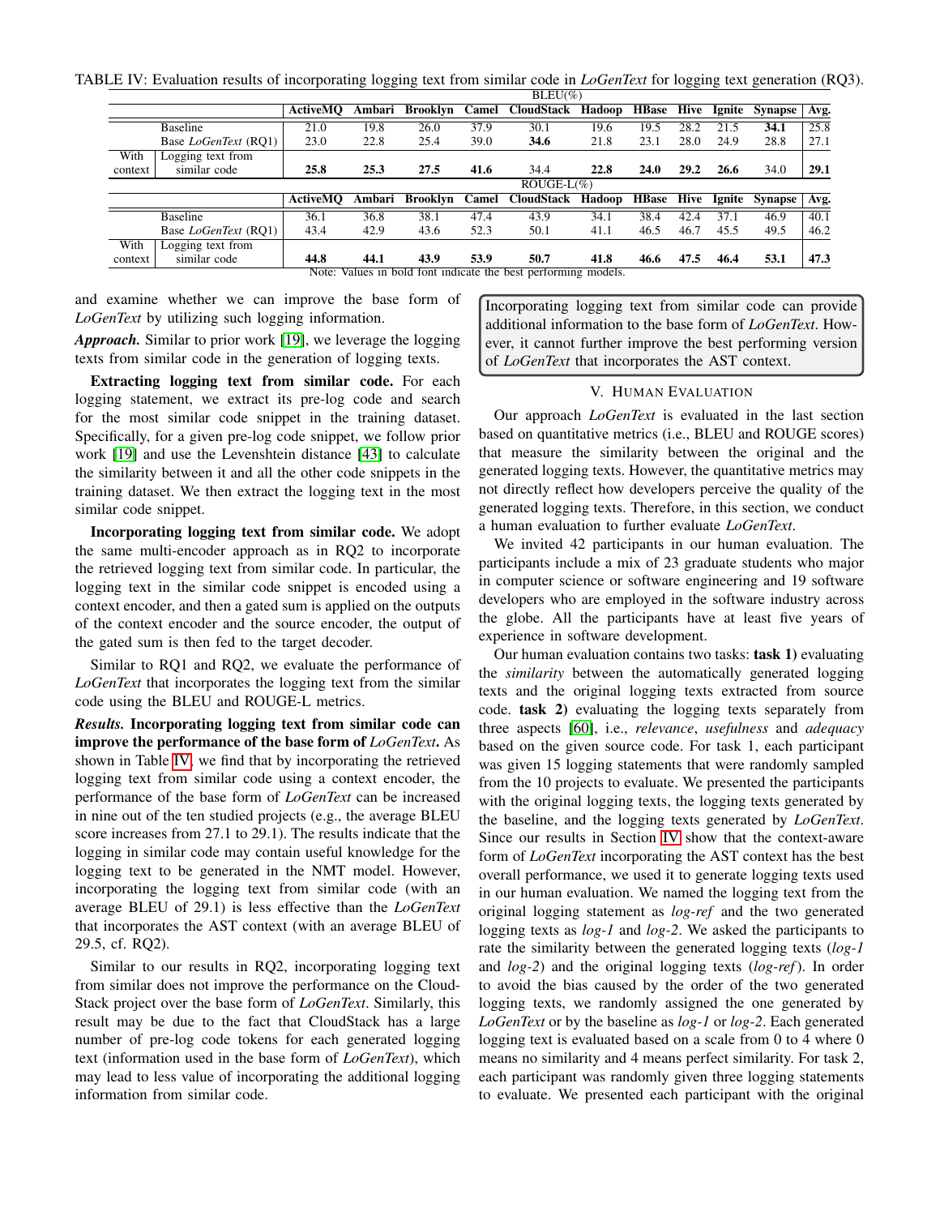TABLE IV: Evaluation results of incorporating logging text from similar code in *LoGenText* for logging text generation (RQ3).

| BLEU(%) | | ActiveMQ | Ambari | Brooklyn | Camel | CloudStack | Hadoop | HBase | Hive | Ignite | Synapse | Avg. |
|---|---|---|---|---|---|---|---|---|---|---|---|---|
| | Baseline | 21.0 | 19.8 | 26.0 | 37.9 | 30.1 | 19.6 | 19.5 | 28.2 | 21.5 | **34.1** | 25.8 |
| | Base *LoGenText* (RQ1) | 23.0 | 22.8 | 25.4 | 39.0 | **34.6** | 21.8 | 23.1 | 28.0 | 24.9 | 28.8 | 27.1 |
| With context | Logging text from similar code | **25.8** | **25.3** | **27.5** | **41.6** | 34.4 | **22.8** | **24.0** | **29.2** | **26.6** | 34.0 | **29.1** |
| **ROUGE-L(%)** | | **ActiveMQ** | **Ambari** | **Brooklyn** | **Camel** | **CloudStack** | **Hadoop** | **HBase** | **Hive** | **Ignite** | **Synapse** | **Avg.** |
| | Baseline | 36.1 | 36.8 | 38.1 | 47.4 | 43.9 | 34.1 | 38.4 | 42.4 | 37.1 | 46.9 | 40.1 |
| | Base *LoGenText* (RQ1) | 43.4 | 42.9 | 43.6 | 52.3 | 50.1 | 41.1 | 46.5 | 46.7 | 45.5 | 49.5 | 46.2 |
| With context | Logging text from similar code | **44.8** | **44.1** | **43.9** | **53.9** | **50.7** | **41.8** | **46.6** | **47.5** | **46.4** | **53.1** | **47.3** |

Note: Values in bold font indicate the best performing models.

and examine whether we can improve the base form of *LoGenText* by utilizing such logging information.

***Approach.*** Similar to prior work [19], we leverage the logging texts from similar code in the generation of logging texts.

**Extracting logging text from similar code.** For each logging statement, we extract its pre-log code and search for the most similar code snippet in the training dataset. Specifically, for a given pre-log code snippet, we follow prior work [19] and use the Levenshtein distance [43] to calculate the similarity between it and all the other code snippets in the training dataset. We then extract the logging text in the most similar code snippet.

**Incorporating logging text from similar code.** We adopt the same multi-encoder approach as in RQ2 to incorporate the retrieved logging text from similar code. In particular, the logging text in the similar code snippet is encoded using a context encoder, and then a gated sum is applied on the outputs of the context encoder and the source encoder, the output of the gated sum is then fed to the target decoder.

Similar to RQ1 and RQ2, we evaluate the performance of *LoGenText* that incorporates the logging text from the similar code using the BLEU and ROUGE-L metrics.

***Results.*** **Incorporating logging text from similar code can improve the performance of the base form of *LoGenText*.** As shown in Table IV, we find that by incorporating the retrieved logging text from similar code using a context encoder, the performance of the base form of *LoGenText* can be increased in nine out of the ten studied projects (e.g., the average BLEU score increases from 27.1 to 29.1). The results indicate that the logging in similar code may contain useful knowledge for the logging text to be generated in the NMT model. However, incorporating the logging text from similar code (with an average BLEU of 29.1) is less effective than the *LoGenText* that incorporates the AST context (with an average BLEU of 29.5, cf. RQ2).

Similar to our results in RQ2, incorporating logging text from similar does not improve the performance on the CloudStack project over the base form of *LoGenText*. Similarly, this result may be due to the fact that CloudStack has a large number of pre-log code tokens for each generated logging text (information used in the base form of *LoGenText*), which may lead to less value of incorporating the additional logging information from similar code.

> Incorporating logging text from similar code can provide additional information to the base form of *LoGenText*. However, it cannot further improve the best performing version of *LoGenText* that incorporates the AST context.

## V. Human Evaluation

Our approach *LoGenText* is evaluated in the last section based on quantitative metrics (i.e., BLEU and ROUGE scores) that measure the similarity between the original and the generated logging texts. However, the quantitative metrics may not directly reflect how developers perceive the quality of the generated logging texts. Therefore, in this section, we conduct a human evaluation to further evaluate *LoGenText*.

We invited 42 participants in our human evaluation. The participants include a mix of 23 graduate students who major in computer science or software engineering and 19 software developers who are employed in the software industry across the globe. All the participants have at least five years of experience in software development.

Our human evaluation contains two tasks: **task 1)** evaluating the *similarity* between the automatically generated logging texts and the original logging texts extracted from source code. **task 2)** evaluating the logging texts separately from three aspects [60], i.e., *relevance*, *usefulness* and *adequacy* based on the given source code. For task 1, each participant was given 15 logging statements that were randomly sampled from the 10 projects to evaluate. We presented the participants with the original logging texts, the logging texts generated by the baseline, and the logging texts generated by *LoGenText*. Since our results in Section IV show that the context-aware form of *LoGenText* incorporating the AST context has the best overall performance, we used it to generate logging texts used in our human evaluation. We named the logging text from the original logging statement as *log-ref* and the two generated logging texts as *log-1* and *log-2*. We asked the participants to rate the similarity between the generated logging texts (*log-1* and *log-2*) and the original logging texts (*log-ref*). In order to avoid the bias caused by the order of the two generated logging texts, we randomly assigned the ones generated by *LoGenText* or by the baseline as *log-1* or *log-2*. Each generated logging text is evaluated based on a scale from 0 to 4 where 0 means no similarity and 4 means perfect similarity. For task 2, each participant was randomly given three logging statements to evaluate. We presented each participant with the original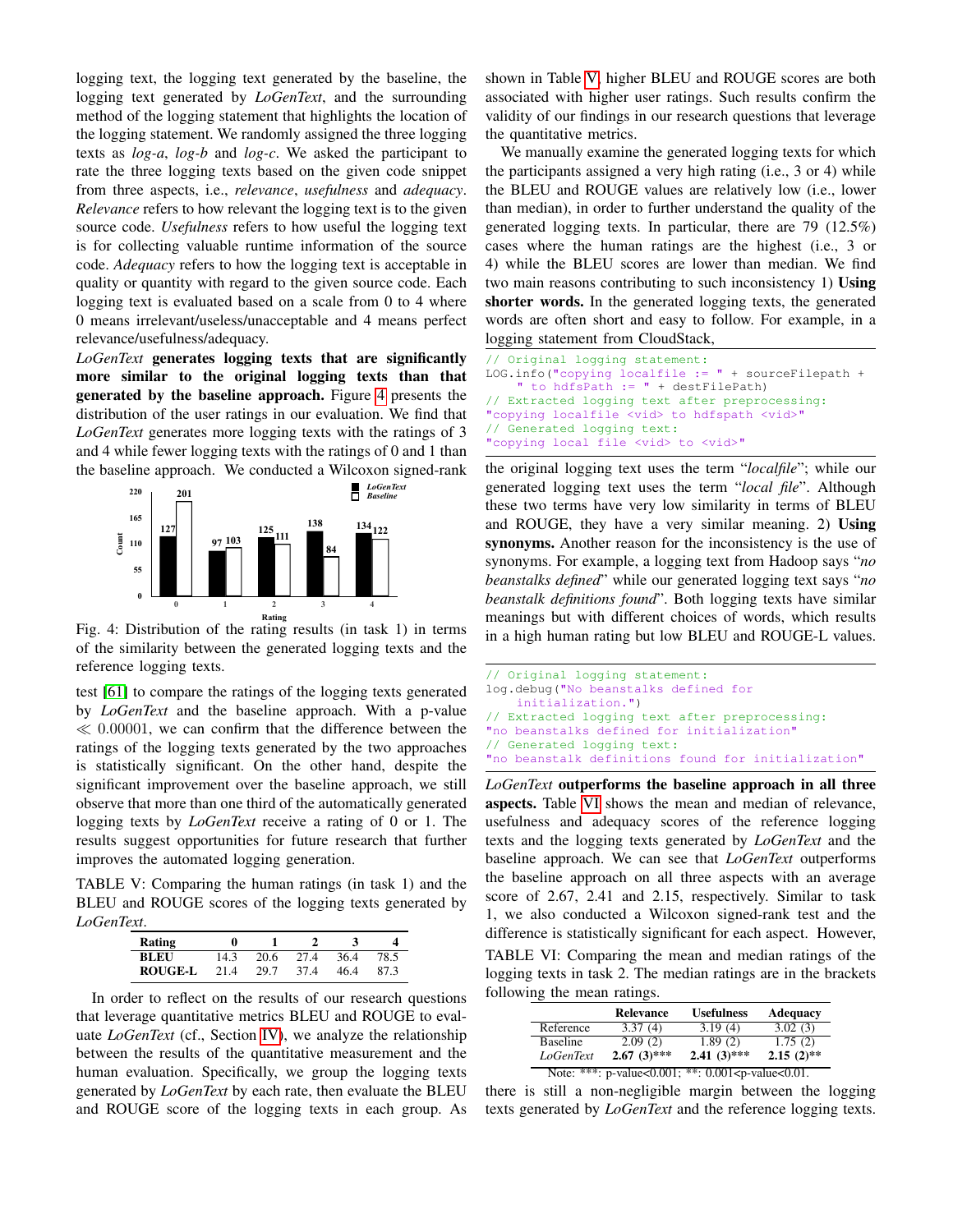logging text, the logging text generated by the baseline, the logging text generated by *LoGenText*, and the surrounding method of the logging statement that highlights the location of the logging statement. We randomly assigned the three logging texts as *log-a*, *log-b* and *log-c*. We asked the participant to rate the three logging texts based on the given code snippet from three aspects, i.e., *relevance*, *usefulness* and *adequacy*. *Relevance* refers to how relevant the logging text is to the given source code. *Usefulness* refers to how useful the logging text is for collecting valuable runtime information of the source code. *Adequacy* refers to how the logging text is acceptable in quality or quantity with regard to the given source code. Each logging text is evaluated based on a scale from 0 to 4 where 0 means irrelevant/useless/unacceptable and 4 means perfect relevance/usefulness/adequacy.

***LoGenText*** **generates logging texts that are significantly more similar to the original logging texts than that generated by the baseline approach.** Figure 4 presents the distribution of the user ratings in our evaluation. We find that *LoGenText* generates more logging texts with the ratings of 3 and 4 while fewer logging texts with the ratings of 0 and 1 than the baseline approach. We conducted a Wilcoxon signed-rank test [61] to compare the ratings of the logging texts generated by *LoGenText* and the baseline approach. With a p-value $\ll$ 0.00001, we can confirm that the difference between the ratings of the logging texts generated by the two approaches is statistically significant. On the other hand, despite the significant improvement over the baseline approach, we still observe that more than one third of the automatically generated logging texts by *LoGenText* receive a rating of 0 or 1. The results suggest opportunities for future research that further improves the automated logging generation.

| Rating | 0 | 1 | 2 | 3 | 4 |
|---|---|---|---|---|---|
| LoGenText | 127 | 97 | 125 | 138 | 134 |
| Baseline | 201 | 103 | 111 | 84 | 122 |

Fig. 4: Distribution of the rating results (in task 1) in terms of the similarity between the generated logging texts and the reference logging texts.

TABLE V: Comparing the human ratings (in task 1) and the BLEU and ROUGE scores of the logging texts generated by *LoGenText*.

| Rating | 0 | 1 | 2 | 3 | 4 |
|---|---|---|---|---|---|
| BLEU | 14.3 | 20.6 | 27.4 | 36.4 | 78.5 |
| ROUGE-L | 21.4 | 29.7 | 37.4 | 46.4 | 87.3 |

In order to reflect on the results of our research questions that leverage quantitative metrics BLEU and ROUGE to evaluate *LoGenText* (cf., Section IV), we analyze the relationship between the results of the quantitative measurement and the human evaluation. Specifically, we group the logging texts generated by *LoGenText* by each rate, then evaluate the BLEU and ROUGE score of the logging texts in each group. As shown in Table V, higher BLEU and ROUGE scores are both associated with higher user ratings. Such results confirm the validity of our findings in our research questions that leverage the quantitative metrics.

We manually examine the generated logging texts for which the participants assigned a very high rating (i.e., 3 or 4) while the BLEU and ROUGE values are relatively low (i.e., lower than median), in order to further understand the quality of the generated logging texts. In particular, there are 79 (12.5%) cases where the human ratings are the highest (i.e., 3 or 4) while the BLEU scores are lower than median. We find two main reasons contributing to such inconsistency 1) **Using shorter words.** In the generated logging texts, the generated words are often short and easy to follow. For example, in a logging statement from CloudStack,

```
// Original logging statement:
LOG.info("copying localfile := " + sourceFilepath +
    " to hdfsPath := " + destFilePath)
// Extracted logging text after preprocessing:
"copying localfile <vid> to hdfspath <vid>"
// Generated logging text:
"copying local file <vid> to <vid>"
```

the original logging text uses the term "*localfile*"; while our generated logging text uses the term "*local file*". Although these two terms have very low similarity in terms of BLEU and ROUGE, they have a very similar meaning. 2) **Using synonyms.** Another reason for the inconsistency is the use of synonyms. For example, a logging text from Hadoop says "*no beanstalks defined*" while our generated logging text says "*no beanstalk definitions found*". Both logging texts have similar meanings but with different choices of words, which results in a high human rating but low BLEU and ROUGE-L values.

```
// Original logging statement:
log.debug("No beanstalks defined for
    initialization.")
// Extracted logging text after preprocessing:
"no beanstalks defined for initialization"
// Generated logging text:
"no beanstalk definitions found for initialization"
```

***LoGenText*** **outperforms the baseline approach in all three aspects.** Table VI shows the mean and median of relevance, usefulness and adequacy scores of the reference logging texts and the logging texts generated by *LoGenText* and the baseline approach. We can see that *LoGenText* outperforms the baseline approach on all three aspects with an average score of 2.67, 2.41 and 2.15, respectively. Similar to task 1, we also conducted a Wilcoxon signed-rank test and the difference is statistically significant for each aspect. However, there is still a non-negligible margin between the logging texts generated by *LoGenText* and the reference logging texts.

TABLE VI: Comparing the mean and median ratings of the logging texts in task 2. The median ratings are in the brackets following the mean ratings.

| | Relevance | Usefulness | Adequacy |
|---|---|---|---|
| Reference | 3.37 (4) | 3.19 (4) | 3.02 (3) |
| Baseline | 2.09 (2) | 1.89 (2) | 1.75 (2) |
| *LoGenText* | **2.67 (3)\*\*\*** | **2.41 (3)\*\*\*** | **2.15 (2)\*\*** |

Note: ***: p-value<0.001; **: 0.001<p-value<0.01.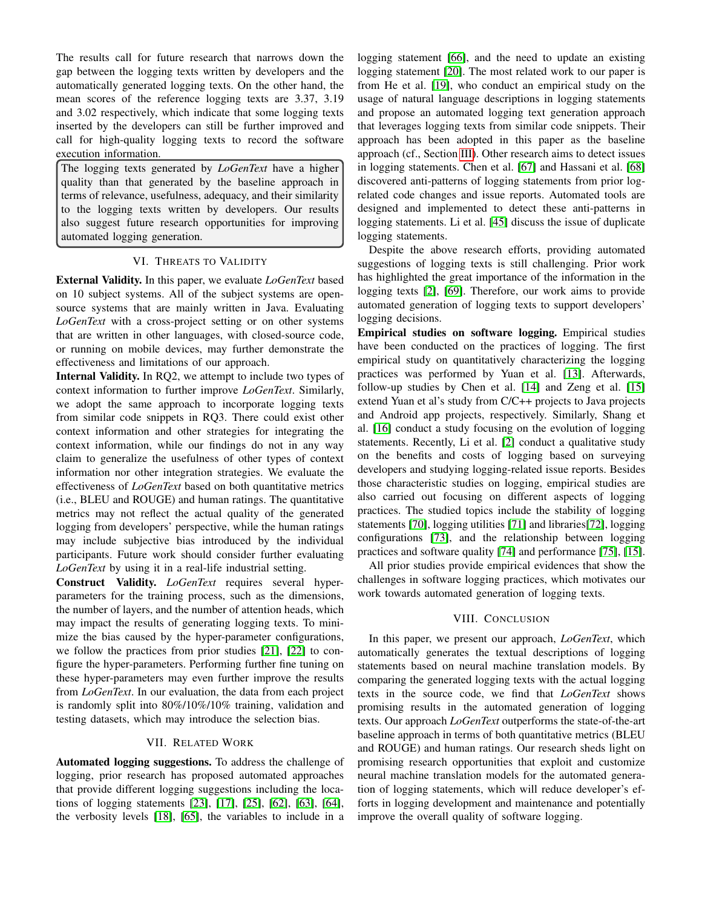The results call for future research that narrows down the gap between the logging texts written by developers and the automatically generated logging texts. On the other hand, the mean scores of the reference logging texts are 3.37, 3.19 and 3.02 respectively, which indicate that some logging texts inserted by the developers can still be further improved and call for high-quality logging texts to record the software execution information.

> The logging texts generated by *LoGenText* have a higher quality than that generated by the baseline approach in terms of relevance, usefulness, adequacy, and their similarity to the logging texts written by developers. Our results also suggest future research opportunities for improving automated logging generation.

## VI. Threats to Validity

**External Validity.** In this paper, we evaluate *LoGenText* based on 10 subject systems. All of the subject systems are open-source systems that are mainly written in Java. Evaluating *LoGenText* with a cross-project setting or on other systems that are written in other languages, with closed-source code, or running on mobile devices, may further demonstrate the effectiveness and limitations of our approach.

**Internal Validity.** In RQ2, we attempt to include two types of context information to further improve *LoGenText*. Similarly, we adopt the same approach to incorporate logging texts from similar code snippets in RQ3. There could exist other context information and other strategies for integrating the context information, while our findings do not in any way claim to generalize the usefulness of other types of context information nor other integration strategies. We evaluate the effectiveness of *LoGenText* based on both quantitative metrics (i.e., BLEU and ROUGE) and human ratings. The quantitative metrics may not reflect the actual quality of the generated logging from developers' perspective, while the human ratings may include subjective bias introduced by the individual participants. Future work should consider further evaluating *LoGenText* by using it in a real-life industrial setting.

**Construct Validity.** *LoGenText* requires several hyper-parameters for the training process, such as the dimensions, the number of layers, and the number of attention heads, which may impact the results of generating logging texts. To minimize the bias caused by the hyper-parameter configurations, we follow the practices from prior studies [21], [22] to configure the hyper-parameters. Performing further fine tuning on these hyper-parameters may even further improve the results from *LoGenText*. In our evaluation, the data from each project is randomly split into 80%/10%/10% training, validation and testing datasets, which may introduce the selection bias.

## VII. Related Work

**Automated logging suggestions.** To address the challenge of logging, prior research has proposed automated approaches that provide different logging suggestions including the locations of logging statements [23], [17], [25], [62], [63], [64], the verbosity levels [18], [65], the variables to include in a logging statement [66], and the need to update an existing logging statement [20]. The most related work to our paper is from He et al. [19], who conduct an empirical study on the usage of natural language descriptions in logging statements and propose an automated logging text generation approach that leverages logging texts from similar code snippets. Their approach has been adopted in this paper as the baseline approach (cf., Section III). Other research aims to detect issues in logging statements. Chen et al. [67] and Hassani et al. [68] discovered anti-patterns of logging statements from prior log-related code changes and issue reports. Automated tools are designed and implemented to detect these anti-patterns in logging statements. Li et al. [45] discuss the issue of duplicate logging statements.

Despite the above research efforts, providing automated suggestions of logging texts is still challenging. Prior work has highlighted the great importance of the information in the logging texts [2], [69]. Therefore, our work aims to provide automated generation of logging texts to support developers' logging decisions.

**Empirical studies on software logging.** Empirical studies have been conducted on the practices of logging. The first empirical study on quantitatively characterizing the logging practices was performed by Yuan et al. [13]. Afterwards, follow-up studies by Chen et al. [14] and Zeng et al. [15] extend Yuan et al's study from C/C++ projects to Java projects and Android app projects, respectively. Similarly, Shang et al. [16] conduct a study focusing on the evolution of logging statements. Recently, Li et al. [2] conduct a qualitative study on the benefits and costs of logging based on surveying developers and studying logging-related issue reports. Besides those characteristic studies on logging, empirical studies are also carried out focusing on different aspects of logging practices. The studied topics include the stability of logging statements [70], logging utilities [71] and libraries[72], logging configurations [73], and the relationship between logging practices and software quality [74] and performance [75], [15].

All prior studies provide empirical evidences that show the challenges in software logging practices, which motivates our work towards automated generation of logging texts.

## VIII. Conclusion

In this paper, we present our approach, *LoGenText*, which automatically generates the textual descriptions of logging statements based on neural machine translation models. By comparing the generated logging texts with the actual logging texts in the source code, we find that *LoGenText* shows promising results in the automated generation of logging texts. Our approach *LoGenText* outperforms the state-of-the-art baseline approach in terms of both quantitative metrics (BLEU and ROUGE) and human ratings. Our research sheds light on promising research opportunities that exploit and customize neural machine translation models for the automated generation of logging statements, which will reduce developer's efforts in logging development and maintenance and potentially improve the overall quality of software logging.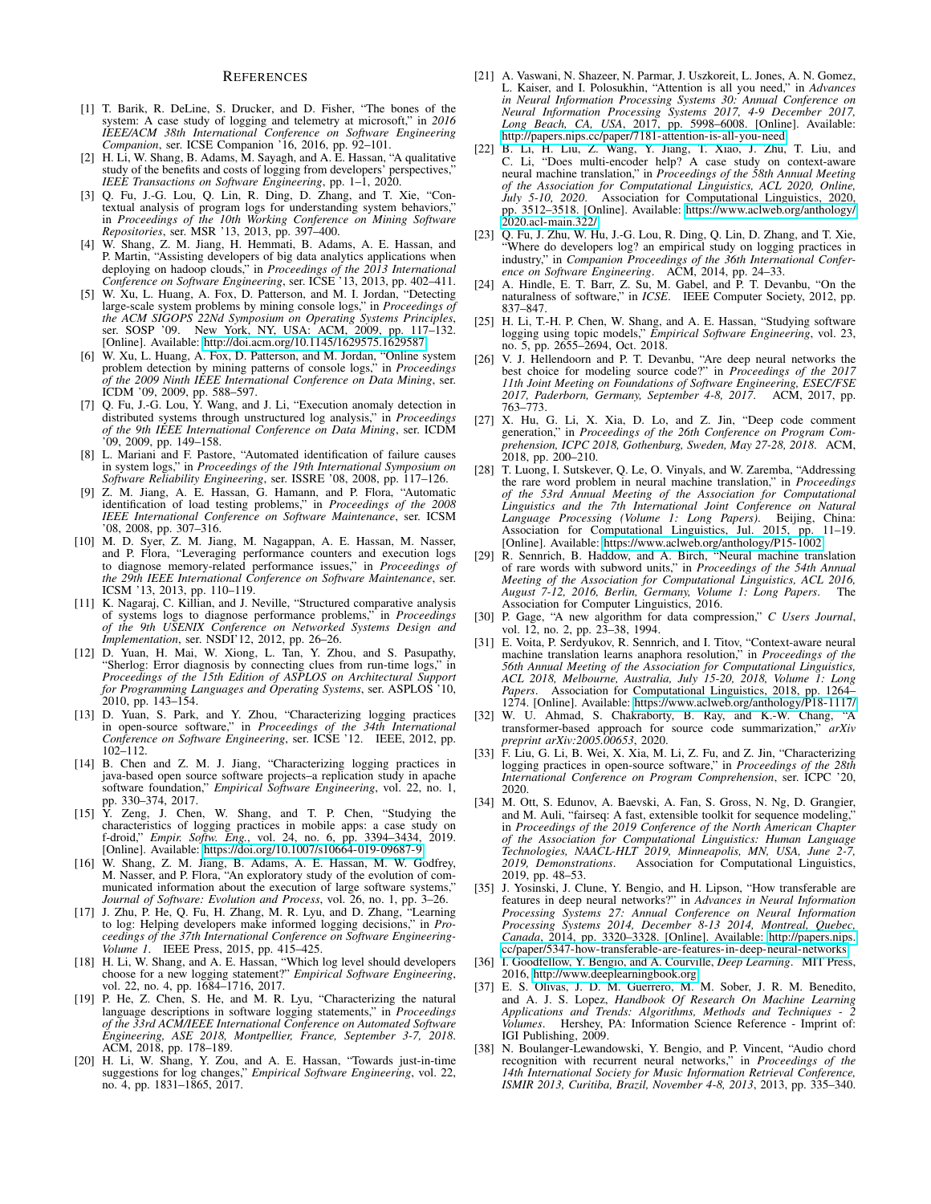# References

[1] T. Barik, R. DeLine, S. Drucker, and D. Fisher, "The bones of the system: A case study of logging and telemetry at microsoft," in *2016 IEEE/ACM 38th International Conference on Software Engineering Companion*, ser. ICSE Companion '16, 2016, pp. 92–101.

[2] H. Li, W. Shang, B. Adams, M. Sayagh, and A. E. Hassan, "A qualitative study of the benefits and costs of logging from developers' perspectives," *IEEE Transactions on Software Engineering*, pp. 1–1, 2020.

[3] Q. Fu, J.-G. Lou, Q. Lin, R. Ding, D. Zhang, and T. Xie, "Contextual analysis of program logs for understanding system behaviors," in *Proceedings of the 10th Working Conference on Mining Software Repositories*, ser. MSR '13, 2013, pp. 397–400.

[4] W. Shang, Z. M. Jiang, H. Hemmati, B. Adams, A. E. Hassan, and P. Martin, "Assisting developers of big data analytics applications when deploying on hadoop clouds," in *Proceedings of the 2013 International Conference on Software Engineering*, ser. ICSE '13, 2013, pp. 402–411.

[5] W. Xu, L. Huang, A. Fox, D. Patterson, and M. I. Jordan, "Detecting large-scale system problems by mining console logs," in *Proceedings of the ACM SIGOPS 22Nd Symposium on Operating Systems Principles*, ser. SOSP '09. New York, NY, USA: ACM, 2009, pp. 117–132. [Online]. Available: http://doi.acm.org/10.1145/1629575.1629587

[6] W. Xu, L. Huang, A. Fox, D. Patterson, and M. Jordan, "Online system problem detection by mining patterns of console logs," in *Proceedings of the 2009 Ninth IEEE International Conference on Data Mining*, ser. ICDM '09, 2009, pp. 588–597.

[7] Q. Fu, J.-G. Lou, Y. Wang, and J. Li, "Execution anomaly detection in distributed systems through unstructured log analysis," in *Proceedings of the 9th IEEE International Conference on Data Mining*, ser. ICDM '09, 2009, pp. 149–158.

[8] L. Mariani and F. Pastore, "Automated identification of failure causes in system logs," in *Proceedings of the 19th International Symposium on Software Reliability Engineering*, ser. ISSRE '08, 2008, pp. 117–126.

[9] Z. M. Jiang, A. E. Hassan, G. Hamann, and P. Flora, "Automatic identification of load testing problems," in *Proceedings of the 2008 IEEE International Conference on Software Maintenance*, ser. ICSM '08, 2008, pp. 307–316.

[10] M. D. Syer, Z. M. Jiang, M. Nagappan, A. E. Hassan, M. Nasser, and P. Flora, "Leveraging performance counters and execution logs to diagnose memory-related performance issues," in *Proceedings of the 29th IEEE International Conference on Software Maintenance*, ser. ICSM '13, 2013, pp. 110–119.

[11] K. Nagaraj, C. Killian, and J. Neville, "Structured comparative analysis of systems logs to diagnose performance problems," in *Proceedings of the 9th USENIX Conference on Networked Systems Design and Implementation*, ser. NSDI'12, 2012, pp. 26–26.

[12] D. Yuan, H. Mai, W. Xiong, L. Tan, Y. Zhou, and S. Pasupathy, "Sherlog: Error diagnosis by connecting clues from run-time logs," in *Proceedings of the 15th Edition of ASPLOS on Architectural Support for Programming Languages and Operating Systems*, ser. ASPLOS '10, 2010, pp. 143–154.

[13] D. Yuan, S. Park, and Y. Zhou, "Characterizing logging practices in open-source software," in *Proceedings of the 34th International Conference on Software Engineering*, ser. ICSE '12. IEEE, 2012, pp. 102–112.

[14] B. Chen and Z. M. J. Jiang, "Characterizing logging practices in java-based open source software projects–a replication study in apache software foundation," *Empirical Software Engineering*, vol. 22, no. 1, pp. 330–374, 2017.

[15] Y. Zeng, J. Chen, W. Shang, and T. P. Chen, "Studying the characteristics of logging practices in mobile apps: a case study on f-droid," *Empir. Softw. Eng.*, vol. 24, no. 6, pp. 3394–3434, 2019. [Online]. Available: https://doi.org/10.1007/s10664-019-09687-9

[16] W. Shang, Z. M. Jiang, B. Adams, A. E. Hassan, M. W. Godfrey, M. Nasser, and P. Flora, "An exploratory study of the evolution of communicated information about the execution of large software systems," *Journal of Software: Evolution and Process*, vol. 26, no. 1, pp. 3–26.

[17] J. Zhu, P. He, Q. Fu, H. Zhang, M. R. Lyu, and D. Zhang, "Learning to log: Helping developers make informed logging decisions," in *Proceedings of the 37th International Conference on Software Engineering-Volume 1*. IEEE Press, 2015, pp. 415–425.

[18] H. Li, W. Shang, and A. E. Hassan, "Which log level should developers choose for a new logging statement?" *Empirical Software Engineering*, vol. 22, no. 4, pp. 1684–1716, 2017.

[19] P. He, Z. Chen, S. He, and M. R. Lyu, "Characterizing the natural language descriptions in software logging statements," in *Proceedings of the 33rd ACM/IEEE International Conference on Automated Software Engineering, ASE 2018, Montpellier, France, September 3-7, 2018*. ACM, 2018, pp. 178–189.

[20] H. Li, W. Shang, Y. Zou, and A. E. Hassan, "Towards just-in-time suggestions for log changes," *Empirical Software Engineering*, vol. 22, no. 4, pp. 1831–1865, 2017.

[21] A. Vaswani, N. Shazeer, N. Parmar, J. Uszkoreit, L. Jones, A. N. Gomez, L. Kaiser, and I. Polosukhin, "Attention is all you need," in *Advances in Neural Information Processing Systems 30: Annual Conference on Neural Information Processing Systems 2017, 4-9 December 2017, Long Beach, CA, USA*, 2017, pp. 5998–6008. [Online]. Available: http://papers.nips.cc/paper/7181-attention-is-all-you-need

[22] B. Li, H. Liu, Z. Wang, Y. Jiang, T. Xiao, J. Zhu, T. Liu, and C. Li, "Does multi-encoder help? A case study on context-aware neural machine translation," in *Proceedings of the 58th Annual Meeting of the Association for Computational Linguistics, ACL 2020, Online, July 5-10, 2020*. Association for Computational Linguistics, 2020, pp. 3512–3518. [Online]. Available: https://www.aclweb.org/anthology/2020.acl-main.322/

[23] Q. Fu, J. Zhu, W. Hu, J.-G. Lou, R. Ding, Q. Lin, D. Zhang, and T. Xie, "Where do developers log? an empirical study on logging practices in industry," in *Companion Proceedings of the 36th International Conference on Software Engineering*. ACM, 2014, pp. 24–33.

[24] A. Hindle, E. T. Barr, Z. Su, M. Gabel, and P. T. Devanbu, "On the naturalness of software," in *ICSE*. IEEE Computer Society, 2012, pp. 837–847.

[25] H. Li, T.-H. P. Chen, W. Shang, and A. E. Hassan, "Studying software logging using topic models," *Empirical Software Engineering*, vol. 23, no. 5, pp. 2655–2694, Oct. 2018.

[26] V. J. Hellendoorn and P. T. Devanbu, "Are deep neural networks the best choice for modeling source code?" in *Proceedings of the 2017 11th Joint Meeting on Foundations of Software Engineering, ESEC/FSE 2017, Paderborn, Germany, September 4-8, 2017*. ACM, 2017, pp. 763–773.

[27] X. Hu, G. Li, X. Xia, D. Lo, and Z. Jin, "Deep code comment generation," in *Proceedings of the 26th Conference on Program Comprehension, ICPC 2018, Gothenburg, Sweden, May 27-28, 2018*. ACM, 2018, pp. 200–210.

[28] T. Luong, I. Sutskever, Q. Le, O. Vinyals, and W. Zaremba, "Addressing the rare word problem in neural machine translation," in *Proceedings of the 53rd Annual Meeting of the Association for Computational Linguistics and the 7th International Joint Conference on Natural Language Processing (Volume 1: Long Papers)*. Beijing, China: Association for Computational Linguistics, Jul. 2015, pp. 11–19. [Online]. Available: https://www.aclweb.org/anthology/P15-1002

[29] R. Sennrich, B. Haddow, and A. Birch, "Neural machine translation of rare words with subword units," in *Proceedings of the 54th Annual Meeting of the Association for Computational Linguistics, ACL 2016, August 7-12, 2016, Berlin, Germany, Volume 1: Long Papers*. The Association for Computer Linguistics, 2016.

[30] P. Gage, "A new algorithm for data compression," *C Users Journal*, vol. 12, no. 2, pp. 23–38, 1994.

[31] E. Voita, P. Serdyukov, R. Sennrich, and I. Titov, "Context-aware neural machine translation learns anaphora resolution," in *Proceedings of the 56th Annual Meeting of the Association for Computational Linguistics, ACL 2018, Melbourne, Australia, July 15-20, 2018, Volume 1: Long Papers*. Association for Computational Linguistics, 2018, pp. 1264–1274. [Online]. Available: https://www.aclweb.org/anthology/P18-1117/

[32] W. U. Ahmad, S. Chakraborty, B. Ray, and K.-W. Chang, "A transformer-based approach for source code summarization," *arXiv preprint arXiv:2005.00653*, 2020.

[33] F. Liu, G. Li, B. Wei, X. Xia, M. Li, Z. Fu, and Z. Jin, "Characterizing logging practices in open-source software," in *Proceedings of the 28th International Conference on Program Comprehension*, ser. ICPC '20, 2020.

[34] M. Ott, S. Edunov, A. Baevski, A. Fan, S. Gross, N. Ng, D. Grangier, and M. Auli, "fairseq: A fast, extensible toolkit for sequence modeling," in *Proceedings of the 2019 Conference of the North American Chapter of the Association for Computational Linguistics: Human Language Technologies, NAACL-HLT 2019, Minneapolis, MN, USA, June 2-7, 2019, Demonstrations*. Association for Computational Linguistics, 2019, pp. 48–53.

[35] J. Yosinski, J. Clune, Y. Bengio, and H. Lipson, "How transferable are features in deep neural networks?" in *Advances in Neural Information Processing Systems 27: Annual Conference on Neural Information Processing Systems 2014, December 8-13 2014, Montreal, Quebec, Canada*, 2014, pp. 3320–3328. [Online]. Available: http://papers.nips.cc/paper/5347-how-transferable-are-features-in-deep-neural-networks

[36] I. Goodfellow, Y. Bengio, and A. Courville, *Deep Learning*. MIT Press, 2016, http://www.deeplearningbook.org.

[37] E. S. Olivas, J. D. M. Guerrero, M. M. Sober, J. R. M. Benedito, and A. J. S. Lopez, *Handbook Of Research On Machine Learning Applications and Trends: Algorithms, Methods and Techniques - 2 Volumes*. Hershey, PA: Information Science Reference - Imprint of: IGI Publishing, 2009.

[38] N. Boulanger-Lewandowski, Y. Bengio, and P. Vincent, "Audio chord recognition with recurrent neural networks," in *Proceedings of the 14th International Society for Music Information Retrieval Conference, ISMIR 2013, Curitiba, Brazil, November 4-8, 2013*, 2013, pp. 335–340.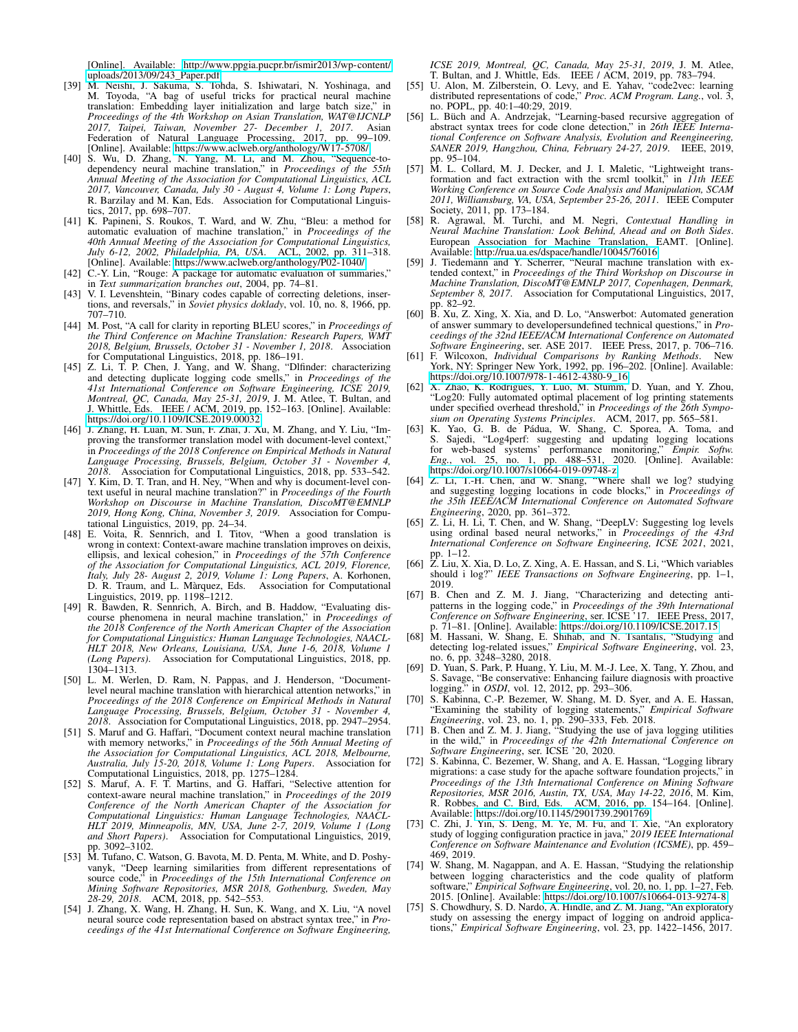[Online]. Available: http://www.ppgia.pucpr.br/ismir2013/wp-content/uploads/2013/09/243_Paper.pdf

[39] M. Neishi, J. Sakuma, S. Tohda, S. Ishiwatari, N. Yoshinaga, and M. Toyoda, "A bag of useful tricks for practical neural machine translation: Embedding layer initialization and large batch size," in *Proceedings of the 4th Workshop on Asian Translation, WAT@IJCNLP 2017, Taipei, Taiwan, November 27- December 1, 2017*. Asian Federation of Natural Language Processing, 2017, pp. 99–109. [Online]. Available: https://www.aclweb.org/anthology/W17-5708/

[40] S. Wu, D. Zhang, N. Yang, M. Li, and M. Zhou, "Sequence-to-dependency neural machine translation," in *Proceedings of the 55th Annual Meeting of the Association for Computational Linguistics, ACL 2017, Vancouver, Canada, July 30 - August 4, Volume 1: Long Papers*, R. Barzilay and M. Kan, Eds. Association for Computational Linguistics, 2017, pp. 698–707.

[41] K. Papineni, S. Roukos, T. Ward, and W. Zhu, "Bleu: a method for automatic evaluation of machine translation," in *Proceedings of the 40th Annual Meeting of the Association for Computational Linguistics, July 6-12, 2002, Philadelphia, PA, USA*. ACL, 2002, pp. 311–318. [Online]. Available: https://www.aclweb.org/anthology/P02-1040/

[42] C.-Y. Lin, "Rouge: A package for automatic evaluation of summaries," in *Text summarization branches out*, 2004, pp. 74–81.

[43] V. I. Levenshtein, "Binary codes capable of correcting deletions, insertions, and reversals," in *Soviet physics doklady*, vol. 10, no. 8, 1966, pp. 707–710.

[44] M. Post, "A call for clarity in reporting BLEU scores," in *Proceedings of the Third Conference on Machine Translation: Research Papers, WMT 2018, Belgium, Brussels, October 31 - November 1, 2018*. Association for Computational Linguistics, 2018, pp. 186–191.

[45] Z. Li, T. P. Chen, J. Yang, and W. Shang, "Dlfinder: characterizing and detecting duplicate logging code smells," in *Proceedings of the 41st International Conference on Software Engineering, ICSE 2019, Montreal, QC, Canada, May 25-31, 2019*, J. M. Atlee, T. Bultan, and J. Whittle, Eds. IEEE / ACM, 2019, pp. 152–163. [Online]. Available: https://doi.org/10.1109/ICSE.2019.00032

[46] J. Zhang, H. Luan, M. Sun, F. Zhai, J. Xu, M. Zhang, and Y. Liu, "Improving the transformer translation model with document-level context," in *Proceedings of the 2018 Conference on Empirical Methods in Natural Language Processing, Brussels, Belgium, October 31 - November 4, 2018*. Association for Computational Linguistics, 2018, pp. 533–542.

[47] Y. Kim, D. T. Tran, and H. Ney, "When and why is document-level context useful in neural machine translation?" in *Proceedings of the Fourth Workshop on Discourse in Machine Translation, DiscoMT@EMNLP 2019, Hong Kong, China, November 3, 2019*. Association for Computational Linguistics, 2019, pp. 24–34.

[48] E. Voita, R. Sennrich, and I. Titov, "When a good translation is wrong in context: Context-aware machine translation improves on deixis, ellipsis, and lexical cohesion," in *Proceedings of the 57th Conference of the Association for Computational Linguistics, ACL 2019, Florence, Italy, July 28- August 2, 2019, Volume 1: Long Papers*, A. Korhonen, D. R. Traum, and L. Màrquez, Eds. Association for Computational Linguistics, 2019, pp. 1198–1212.

[49] R. Bawden, R. Sennrich, A. Birch, and B. Haddow, "Evaluating discourse phenomena in neural machine translation," in *Proceedings of the 2018 Conference of the North American Chapter of the Association for Computational Linguistics: Human Language Technologies, NAACL-HLT 2018, New Orleans, Louisiana, USA, June 1-6, 2018, Volume 1 (Long Papers)*. Association for Computational Linguistics, 2018, pp. 1304–1313.

[50] L. M. Werlen, D. Ram, N. Pappas, and J. Henderson, "Document-level neural machine translation with hierarchical attention networks," in *Proceedings of the 2018 Conference on Empirical Methods in Natural Language Processing, Brussels, Belgium, October 31 - November 4, 2018*. Association for Computational Linguistics, 2018, pp. 2947–2954.

[51] S. Maruf and G. Haffari, "Document context neural machine translation with memory networks," in *Proceedings of the 56th Annual Meeting of the Association for Computational Linguistics, ACL 2018, Melbourne, Australia, July 15-20, 2018, Volume 1: Long Papers*. Association for Computational Linguistics, 2018, pp. 1275–1284.

[52] S. Maruf, A. F. T. Martins, and G. Haffari, "Selective attention for context-aware neural machine translation," in *Proceedings of the 2019 Conference of the North American Chapter of the Association for Computational Linguistics: Human Language Technologies, NAACL-HLT 2019, Minneapolis, MN, USA, June 2-7, 2019, Volume 1 (Long and Short Papers)*. Association for Computational Linguistics, 2019, pp. 3092–3102.

[53] M. Tufano, C. Watson, G. Bavota, M. D. Penta, M. White, and D. Poshyvanyk, "Deep learning similarities from different representations of source code," in *Proceedings of the 15th International Conference on Mining Software Repositories, MSR 2018, Gothenburg, Sweden, May 28-29, 2018*. ACM, 2018, pp. 542–553.

[54] J. Zhang, X. Wang, H. Zhang, H. Sun, K. Wang, and X. Liu, "A novel neural source code representation based on abstract syntax tree," in *Proceedings of the 41st International Conference on Software Engineering, ICSE 2019, Montreal, QC, Canada, May 25-31, 2019*, J. M. Atlee, T. Bultan, and J. Whittle, Eds. IEEE / ACM, 2019, pp. 783–794.

[55] U. Alon, M. Zilberstein, O. Levy, and E. Yahav, "code2vec: learning distributed representations of code," *Proc. ACM Program. Lang.*, vol. 3, no. POPL, pp. 40:1–40:29, 2019.

[56] L. Büch and A. Andrzejak, "Learning-based recursive aggregation of abstract syntax trees for code clone detection," in *26th IEEE International Conference on Software Analysis, Evolution and Reengineering, SANER 2019, Hangzhou, China, February 24-27, 2019*. IEEE, 2019, pp. 95–104.

[57] M. L. Collard, M. J. Decker, and J. I. Maletic, "Lightweight transformation and fact extraction with the srcml toolkit," in *11th IEEE Working Conference on Source Code Analysis and Manipulation, SCAM 2011, Williamsburg, VA, USA, September 25-26, 2011*. IEEE Computer Society, 2011, pp. 173–184.

[58] R. Agrawal, M. Turchi, and M. Negri, *Contextual Handling in Neural Machine Translation: Look Behind, Ahead and on Both Sides*. European Association for Machine Translation, EAMT. [Online]. Available: http://rua.ua.es/dspace/handle/10045/76016

[59] J. Tiedemann and Y. Scherrer, "Neural machine translation with extended context," in *Proceedings of the Third Workshop on Discourse in Machine Translation, DiscoMT@EMNLP 2017, Copenhagen, Denmark, September 8, 2017*. Association for Computational Linguistics, 2017, pp. 82–92.

[60] B. Xu, Z. Xing, X. Xia, and D. Lo, "Answerbot: Automated generation of answer summary to developersundefined technical questions," in *Proceedings of the 32nd IEEE/ACM International Conference on Automated Software Engineering*, ser. ASE 2017. IEEE Press, 2017, p. 706–716.

[61] F. Wilcoxon, *Individual Comparisons by Ranking Methods*. New York, NY: Springer New York, 1992, pp. 196–202. [Online]. Available: https://doi.org/10.1007/978-1-4612-4380-9_16

[62] X. Zhao, K. Rodrigues, Y. Luo, M. Stumm, D. Yuan, and Y. Zhou, "Log20: Fully automated optimal placement of log printing statements under specified overhead threshold," in *Proceedings of the 26th Symposium on Operating Systems Principles*. ACM, 2017, pp. 565–581.

[63] K. Yao, G. B. de Pádua, W. Shang, C. Sporea, A. Toma, and S. Sajedi, "Log4perf: suggesting and updating logging locations for web-based systems' performance monitoring," *Empir. Softw. Eng.*, vol. 25, no. 1, pp. 488–531, 2020. [Online]. Available: https://doi.org/10.1007/s10664-019-09748-z

[64] Z. Li, T.-H. Chen, and W. Shang, "Where shall we log? studying and suggesting logging locations in code blocks," in *Proceedings of the 35th IEEE/ACM International Conference on Automated Software Engineering*, 2020, pp. 361–372.

[65] Z. Li, H. Li, T. Chen, and W. Shang, "DeepLV: Suggesting log levels using ordinal based neural networks," in *Proceedings of the 43rd International Conference on Software Engineering, ICSE 2021*, 2021, pp. 1–12.

[66] Z. Liu, X. Xia, D. Lo, Z. Xing, A. E. Hassan, and S. Li, "Which variables should i log?" *IEEE Transactions on Software Engineering*, pp. 1–1, 2019.

[67] B. Chen and Z. M. J. Jiang, "Characterizing and detecting anti-patterns in the logging code," in *Proceedings of the 39th International Conference on Software Engineering*, ser. ICSE '17. IEEE Press, 2017, p. 71–81. [Online]. Available: https://doi.org/10.1109/ICSE.2017.15

[68] M. Hassani, W. Shang, E. Shihab, and N. Tsantalis, "Studying and detecting log-related issues," *Empirical Software Engineering*, vol. 23, no. 6, pp. 3248–3280, 2018.

[69] D. Yuan, S. Park, P. Huang, Y. Liu, M. M.-J. Lee, X. Tang, Y. Zhou, and S. Savage, "Be conservative: Enhancing failure diagnosis with proactive logging." in *OSDI*, vol. 12, 2012, pp. 293–306.

[70] S. Kabinna, C.-P. Bezemer, W. Shang, M. D. Syer, and A. E. Hassan, "Examining the stability of logging statements," *Empirical Software Engineering*, vol. 23, no. 1, pp. 290–333, Feb. 2018.

[71] B. Chen and Z. M. J. Jiang, "Studying the use of java logging utilities in the wild," in *Proceedings of the 42th International Conference on Software Engineering*, ser. ICSE '20, 2020.

[72] S. Kabinna, C. Bezemer, W. Shang, and A. E. Hassan, "Logging library migrations: a case study for the apache software foundation projects," in *Proceedings of the 13th International Conference on Mining Software Repositories, MSR 2016, Austin, TX, USA, May 14-22, 2016*, M. Kim, R. Robbes, and C. Bird, Eds. ACM, 2016, pp. 154–164. [Online]. Available: https://doi.org/10.1145/2901739.2901769

[73] C. Zhi, J. Yin, S. Deng, M. Ye, M. Fu, and T. Xie, "An exploratory study of logging configuration practice in java," *2019 IEEE International Conference on Software Maintenance and Evolution (ICSME)*, pp. 459–469, 2019.

[74] W. Shang, M. Nagappan, and A. E. Hassan, "Studying the relationship between logging characteristics and the code quality of platform software," *Empirical Software Engineering*, vol. 20, no. 1, pp. 1–27, Feb. 2015. [Online]. Available: https://doi.org/10.1007/s10664-013-9274-8

[75] S. Chowdhury, S. D. Nardo, A. Hindle, and Z. M. Jiang, "An exploratory study on assessing the energy impact of logging on android applications," *Empirical Software Engineering*, vol. 23, pp. 1422–1456, 2017.